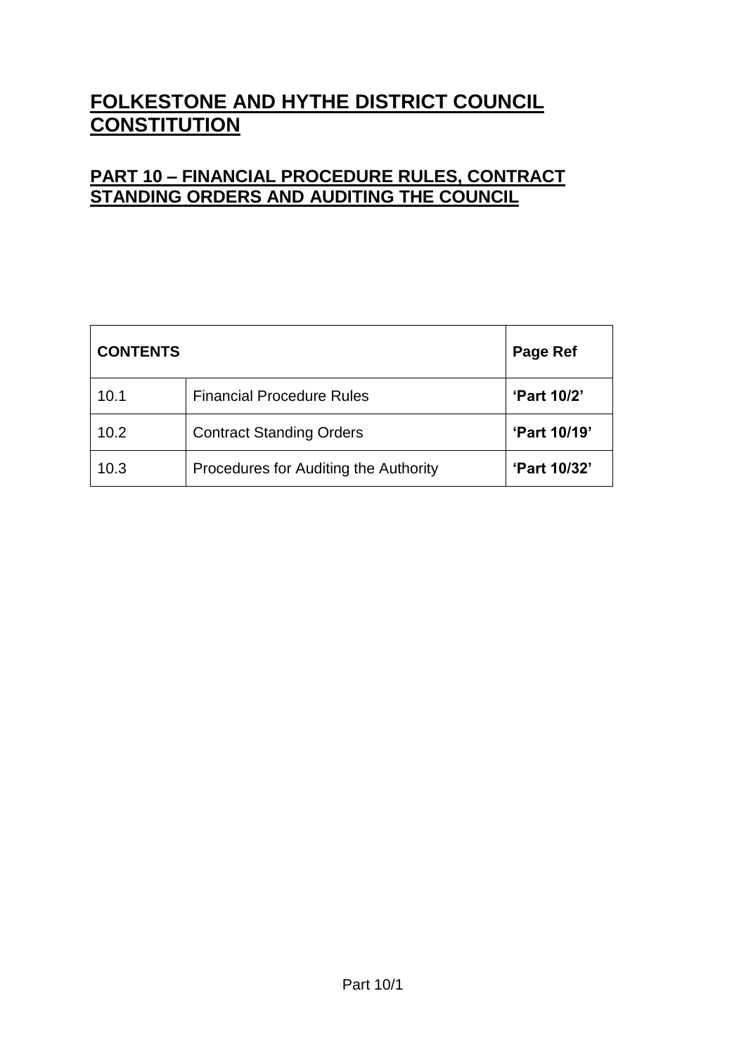# FOLKESTONE AND HYTHE DISTRICT COUNCIL CONSTITUTION

## PART 10 – FINANCIAL PROCEDURE RULES, CONTRACT STANDING ORDERS AND AUDITING THE COUNCIL

| CONTENTS | | Page Ref |
|---|---|---|
| 10.1 | Financial Procedure Rules | **'Part 10/2'** |
| 10.2 | Contract Standing Orders | **'Part 10/19'** |
| 10.3 | Procedures for Auditing the Authority | **'Part 10/32'** |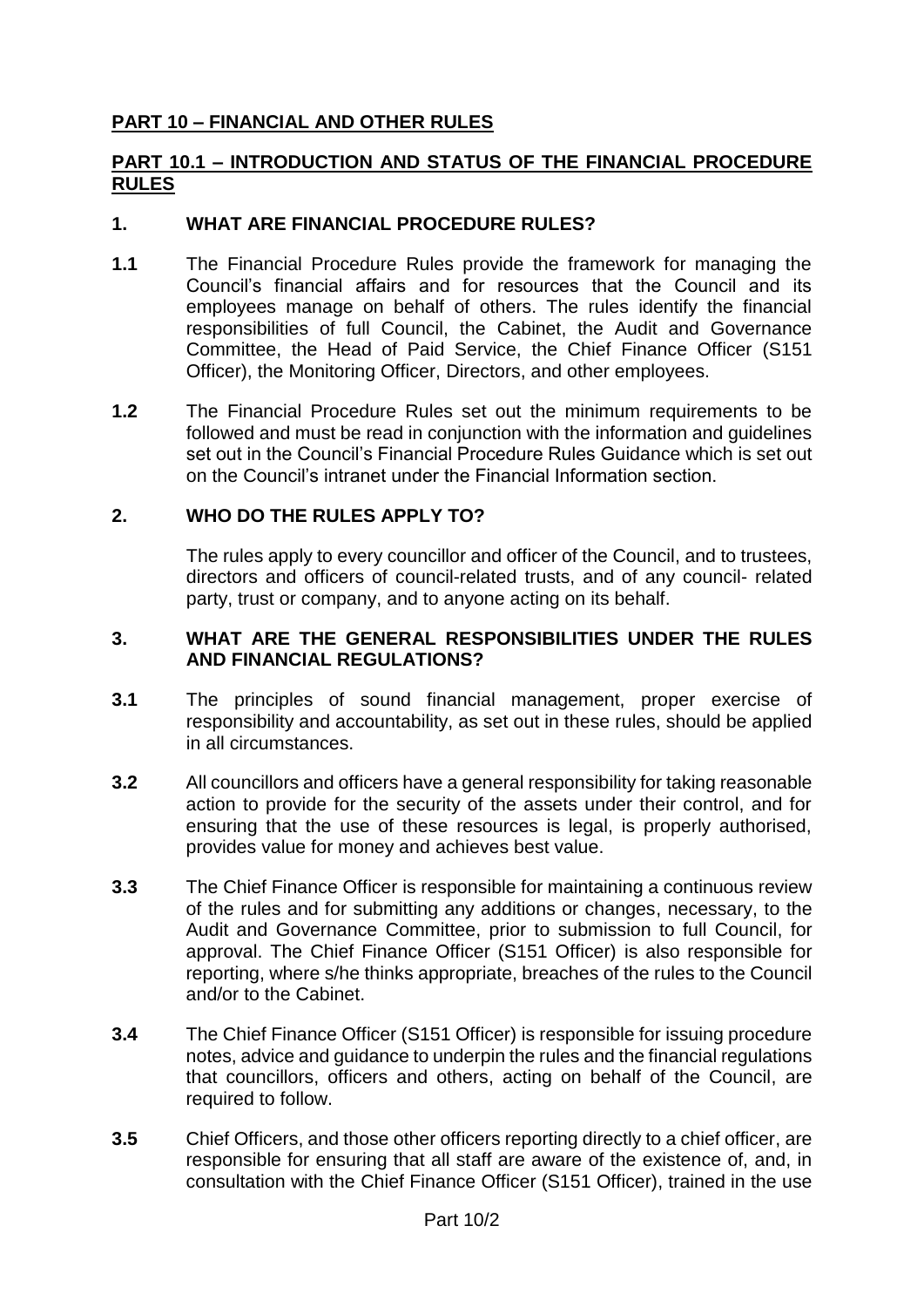# PART 10 – FINANCIAL AND OTHER RULES

## PART 10.1 – INTRODUCTION AND STATUS OF THE FINANCIAL PROCEDURE RULES

### 1. WHAT ARE FINANCIAL PROCEDURE RULES?

**1.1** The Financial Procedure Rules provide the framework for managing the Council's financial affairs and for resources that the Council and its employees manage on behalf of others. The rules identify the financial responsibilities of full Council, the Cabinet, the Audit and Governance Committee, the Head of Paid Service, the Chief Finance Officer (S151 Officer), the Monitoring Officer, Directors, and other employees.

**1.2** The Financial Procedure Rules set out the minimum requirements to be followed and must be read in conjunction with the information and guidelines set out in the Council's Financial Procedure Rules Guidance which is set out on the Council's intranet under the Financial Information section.

### 2. WHO DO THE RULES APPLY TO?

The rules apply to every councillor and officer of the Council, and to trustees, directors and officers of council-related trusts, and of any council- related party, trust or company, and to anyone acting on its behalf.

### 3. WHAT ARE THE GENERAL RESPONSIBILITIES UNDER THE RULES AND FINANCIAL REGULATIONS?

**3.1** The principles of sound financial management, proper exercise of responsibility and accountability, as set out in these rules, should be applied in all circumstances.

**3.2** All councillors and officers have a general responsibility for taking reasonable action to provide for the security of the assets under their control, and for ensuring that the use of these resources is legal, is properly authorised, provides value for money and achieves best value.

**3.3** The Chief Finance Officer is responsible for maintaining a continuous review of the rules and for submitting any additions or changes, necessary, to the Audit and Governance Committee, prior to submission to full Council, for approval. The Chief Finance Officer (S151 Officer) is also responsible for reporting, where s/he thinks appropriate, breaches of the rules to the Council and/or to the Cabinet.

**3.4** The Chief Finance Officer (S151 Officer) is responsible for issuing procedure notes, advice and guidance to underpin the rules and the financial regulations that councillors, officers and others, acting on behalf of the Council, are required to follow.

**3.5** Chief Officers, and those other officers reporting directly to a chief officer, are responsible for ensuring that all staff are aware of the existence of, and, in consultation with the Chief Finance Officer (S151 Officer), trained in the use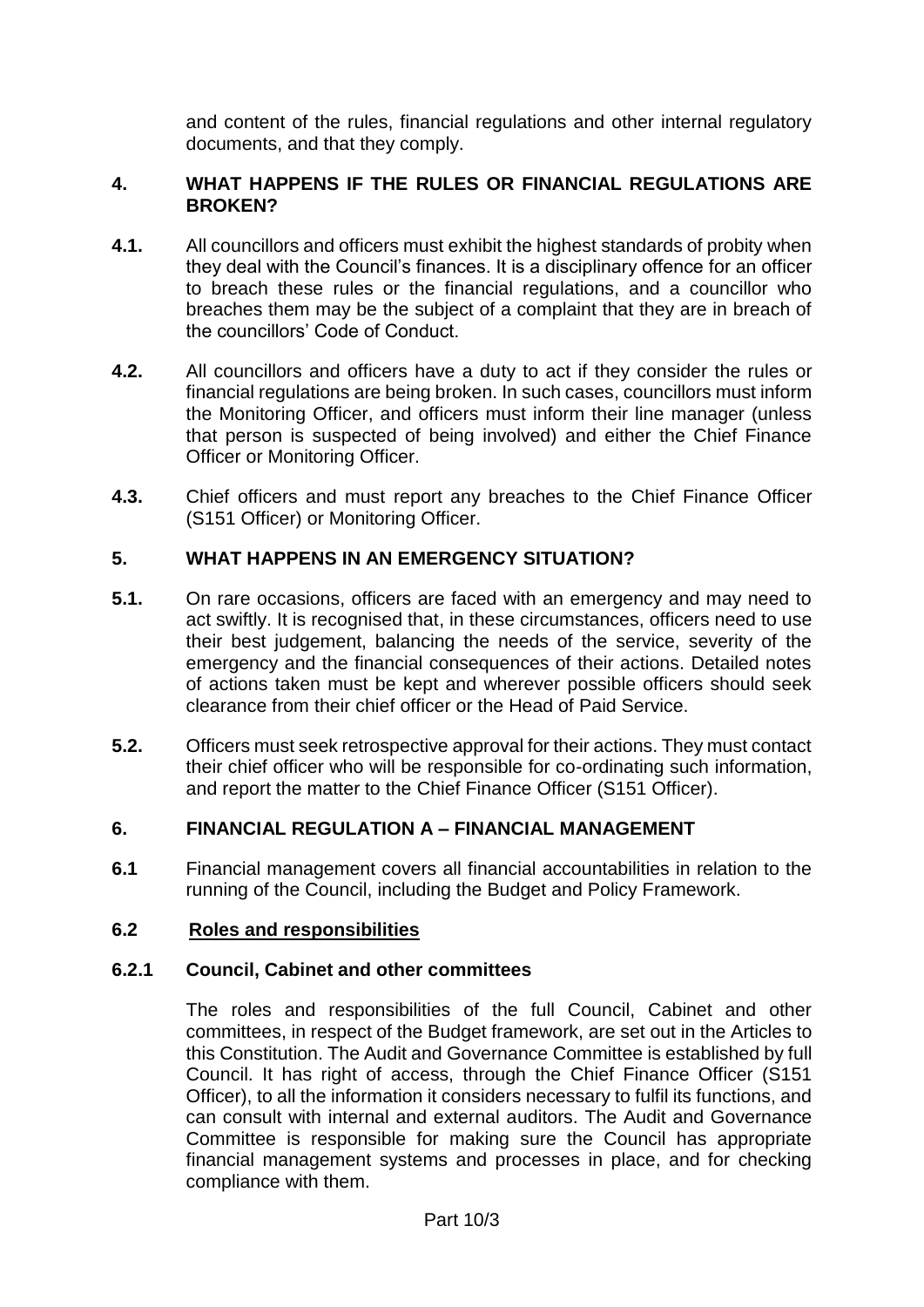and content of the rules, financial regulations and other internal regulatory documents, and that they comply.

## 4. WHAT HAPPENS IF THE RULES OR FINANCIAL REGULATIONS ARE BROKEN?

**4.1.** All councillors and officers must exhibit the highest standards of probity when they deal with the Council's finances. It is a disciplinary offence for an officer to breach these rules or the financial regulations, and a councillor who breaches them may be the subject of a complaint that they are in breach of the councillors' Code of Conduct.

**4.2.** All councillors and officers have a duty to act if they consider the rules or financial regulations are being broken. In such cases, councillors must inform the Monitoring Officer, and officers must inform their line manager (unless that person is suspected of being involved) and either the Chief Finance Officer or Monitoring Officer.

**4.3.** Chief officers and must report any breaches to the Chief Finance Officer (S151 Officer) or Monitoring Officer.

## 5. WHAT HAPPENS IN AN EMERGENCY SITUATION?

**5.1.** On rare occasions, officers are faced with an emergency and may need to act swiftly. It is recognised that, in these circumstances, officers need to use their best judgement, balancing the needs of the service, severity of the emergency and the financial consequences of their actions. Detailed notes of actions taken must be kept and wherever possible officers should seek clearance from their chief officer or the Head of Paid Service.

**5.2.** Officers must seek retrospective approval for their actions. They must contact their chief officer who will be responsible for co-ordinating such information, and report the matter to the Chief Finance Officer (S151 Officer).

## 6. FINANCIAL REGULATION A – FINANCIAL MANAGEMENT

**6.1** Financial management covers all financial accountabilities in relation to the running of the Council, including the Budget and Policy Framework.

### 6.2 Roles and responsibilities

#### 6.2.1 Council, Cabinet and other committees

The roles and responsibilities of the full Council, Cabinet and other committees, in respect of the Budget framework, are set out in the Articles to this Constitution. The Audit and Governance Committee is established by full Council. It has right of access, through the Chief Finance Officer (S151 Officer), to all the information it considers necessary to fulfil its functions, and can consult with internal and external auditors. The Audit and Governance Committee is responsible for making sure the Council has appropriate financial management systems and processes in place, and for checking compliance with them.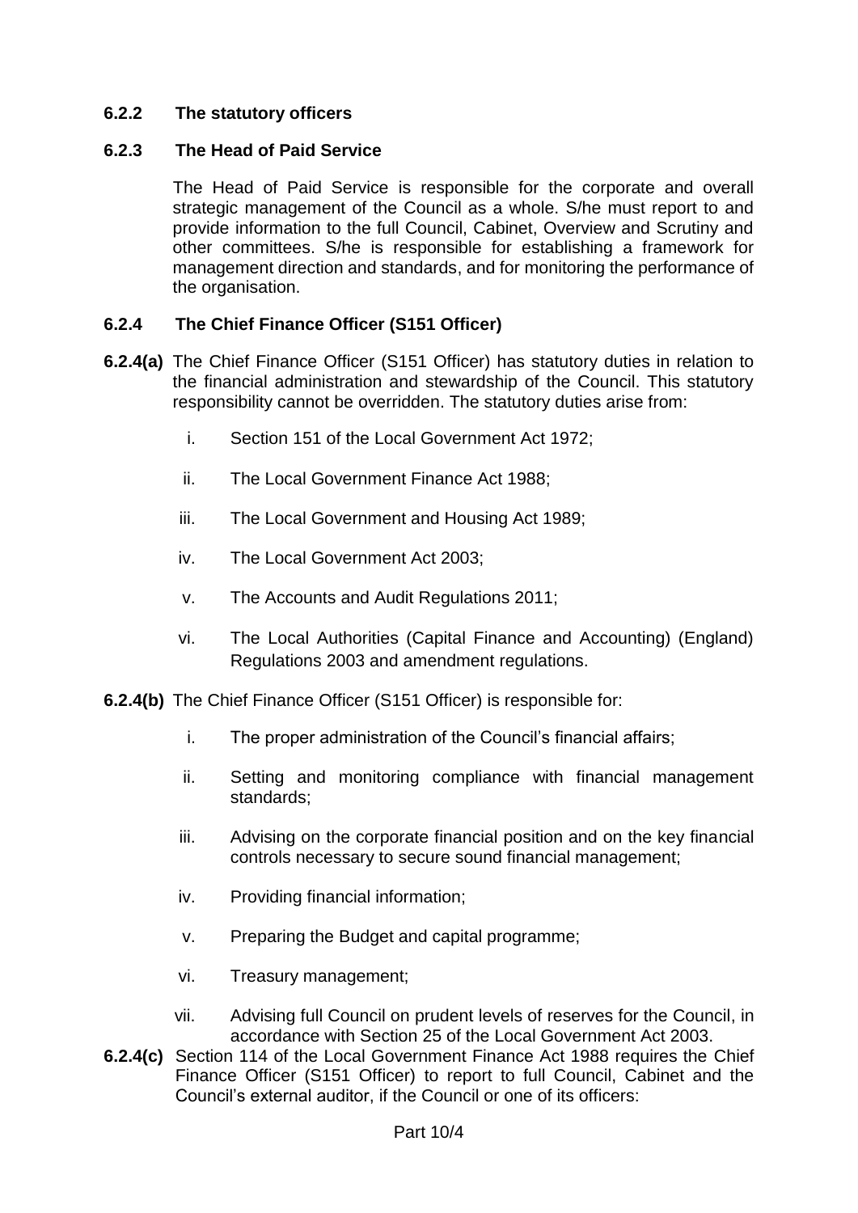### 6.2.2 The statutory officers

### 6.2.3 The Head of Paid Service

The Head of Paid Service is responsible for the corporate and overall strategic management of the Council as a whole. S/he must report to and provide information to the full Council, Cabinet, Overview and Scrutiny and other committees. S/he is responsible for establishing a framework for management direction and standards, and for monitoring the performance of the organisation.

### 6.2.4 The Chief Finance Officer (S151 Officer)

**6.2.4(a)** The Chief Finance Officer (S151 Officer) has statutory duties in relation to the financial administration and stewardship of the Council. This statutory responsibility cannot be overridden. The statutory duties arise from:

i. Section 151 of the Local Government Act 1972;

ii. The Local Government Finance Act 1988;

iii. The Local Government and Housing Act 1989;

iv. The Local Government Act 2003;

v. The Accounts and Audit Regulations 2011;

vi. The Local Authorities (Capital Finance and Accounting) (England) Regulations 2003 and amendment regulations.

**6.2.4(b)** The Chief Finance Officer (S151 Officer) is responsible for:

i. The proper administration of the Council's financial affairs;

ii. Setting and monitoring compliance with financial management standards;

iii. Advising on the corporate financial position and on the key financial controls necessary to secure sound financial management;

iv. Providing financial information;

v. Preparing the Budget and capital programme;

vi. Treasury management;

vii. Advising full Council on prudent levels of reserves for the Council, in accordance with Section 25 of the Local Government Act 2003.

**6.2.4(c)** Section 114 of the Local Government Finance Act 1988 requires the Chief Finance Officer (S151 Officer) to report to full Council, Cabinet and the Council's external auditor, if the Council or one of its officers: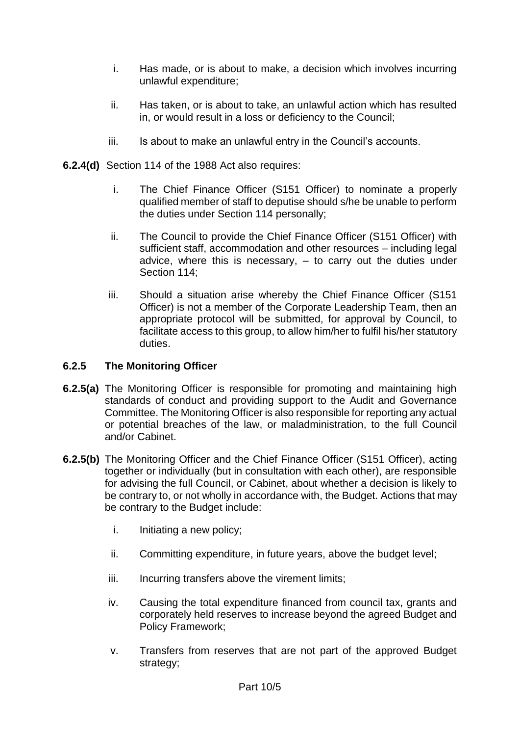i. Has made, or is about to make, a decision which involves incurring unlawful expenditure;

ii. Has taken, or is about to take, an unlawful action which has resulted in, or would result in a loss or deficiency to the Council;

iii. Is about to make an unlawful entry in the Council's accounts.

**6.2.4(d)** Section 114 of the 1988 Act also requires:

i. The Chief Finance Officer (S151 Officer) to nominate a properly qualified member of staff to deputise should s/he be unable to perform the duties under Section 114 personally;

ii. The Council to provide the Chief Finance Officer (S151 Officer) with sufficient staff, accommodation and other resources – including legal advice, where this is necessary, – to carry out the duties under Section 114;

iii. Should a situation arise whereby the Chief Finance Officer (S151 Officer) is not a member of the Corporate Leadership Team, then an appropriate protocol will be submitted, for approval by Council, to facilitate access to this group, to allow him/her to fulfil his/her statutory duties.

### 6.2.5 The Monitoring Officer

**6.2.5(a)** The Monitoring Officer is responsible for promoting and maintaining high standards of conduct and providing support to the Audit and Governance Committee. The Monitoring Officer is also responsible for reporting any actual or potential breaches of the law, or maladministration, to the full Council and/or Cabinet.

**6.2.5(b)** The Monitoring Officer and the Chief Finance Officer (S151 Officer), acting together or individually (but in consultation with each other), are responsible for advising the full Council, or Cabinet, about whether a decision is likely to be contrary to, or not wholly in accordance with, the Budget. Actions that may be contrary to the Budget include:

i. Initiating a new policy;

ii. Committing expenditure, in future years, above the budget level;

iii. Incurring transfers above the virement limits;

iv. Causing the total expenditure financed from council tax, grants and corporately held reserves to increase beyond the agreed Budget and Policy Framework;

v. Transfers from reserves that are not part of the approved Budget strategy;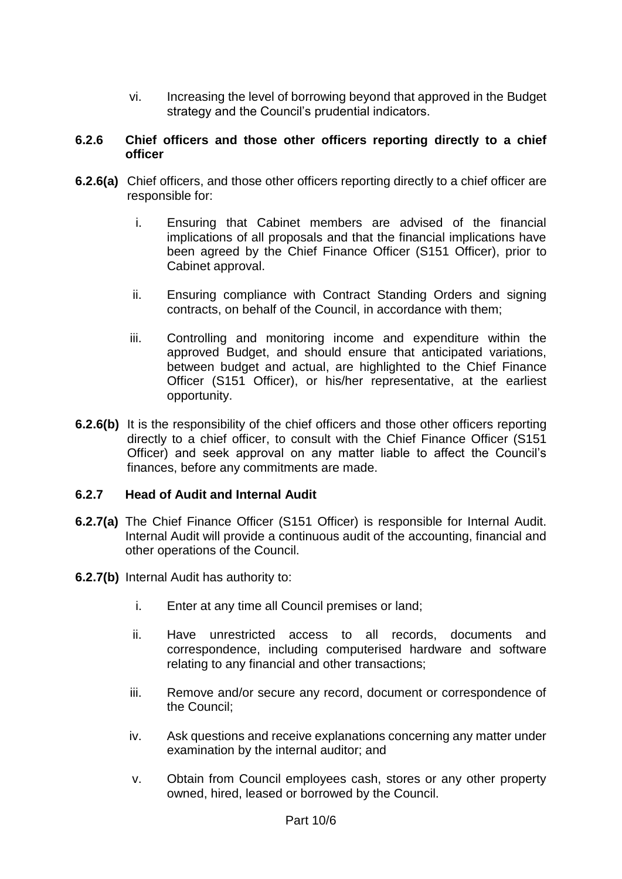vi. Increasing the level of borrowing beyond that approved in the Budget strategy and the Council's prudential indicators.

### 6.2.6 Chief officers and those other officers reporting directly to a chief officer

**6.2.6(a)** Chief officers, and those other officers reporting directly to a chief officer are responsible for:

i. Ensuring that Cabinet members are advised of the financial implications of all proposals and that the financial implications have been agreed by the Chief Finance Officer (S151 Officer), prior to Cabinet approval.

ii. Ensuring compliance with Contract Standing Orders and signing contracts, on behalf of the Council, in accordance with them;

iii. Controlling and monitoring income and expenditure within the approved Budget, and should ensure that anticipated variations, between budget and actual, are highlighted to the Chief Finance Officer (S151 Officer), or his/her representative, at the earliest opportunity.

**6.2.6(b)** It is the responsibility of the chief officers and those other officers reporting directly to a chief officer, to consult with the Chief Finance Officer (S151 Officer) and seek approval on any matter liable to affect the Council's finances, before any commitments are made.

### 6.2.7 Head of Audit and Internal Audit

**6.2.7(a)** The Chief Finance Officer (S151 Officer) is responsible for Internal Audit. Internal Audit will provide a continuous audit of the accounting, financial and other operations of the Council.

**6.2.7(b)** Internal Audit has authority to:

i. Enter at any time all Council premises or land;

ii. Have unrestricted access to all records, documents and correspondence, including computerised hardware and software relating to any financial and other transactions;

iii. Remove and/or secure any record, document or correspondence of the Council;

iv. Ask questions and receive explanations concerning any matter under examination by the internal auditor; and

v. Obtain from Council employees cash, stores or any other property owned, hired, leased or borrowed by the Council.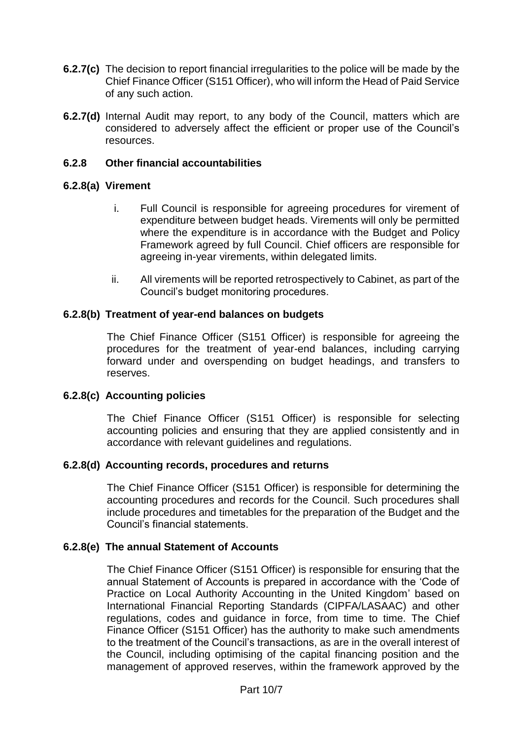**6.2.7(c)** The decision to report financial irregularities to the police will be made by the Chief Finance Officer (S151 Officer), who will inform the Head of Paid Service of any such action.

**6.2.7(d)** Internal Audit may report, to any body of the Council, matters which are considered to adversely affect the efficient or proper use of the Council's resources.

### 6.2.8 Other financial accountabilities

#### 6.2.8(a) Virement

i. Full Council is responsible for agreeing procedures for virement of expenditure between budget heads. Virements will only be permitted where the expenditure is in accordance with the Budget and Policy Framework agreed by full Council. Chief officers are responsible for agreeing in-year virements, within delegated limits.

ii. All virements will be reported retrospectively to Cabinet, as part of the Council's budget monitoring procedures.

#### 6.2.8(b) Treatment of year-end balances on budgets

The Chief Finance Officer (S151 Officer) is responsible for agreeing the procedures for the treatment of year-end balances, including carrying forward under and overspending on budget headings, and transfers to reserves.

#### 6.2.8(c) Accounting policies

The Chief Finance Officer (S151 Officer) is responsible for selecting accounting policies and ensuring that they are applied consistently and in accordance with relevant guidelines and regulations.

#### 6.2.8(d) Accounting records, procedures and returns

The Chief Finance Officer (S151 Officer) is responsible for determining the accounting procedures and records for the Council. Such procedures shall include procedures and timetables for the preparation of the Budget and the Council's financial statements.

#### 6.2.8(e) The annual Statement of Accounts

The Chief Finance Officer (S151 Officer) is responsible for ensuring that the annual Statement of Accounts is prepared in accordance with the 'Code of Practice on Local Authority Accounting in the United Kingdom' based on International Financial Reporting Standards (CIPFA/LASAAC) and other regulations, codes and guidance in force, from time to time. The Chief Finance Officer (S151 Officer) has the authority to make such amendments to the treatment of the Council's transactions, as are in the overall interest of the Council, including optimising of the capital financing position and the management of approved reserves, within the framework approved by the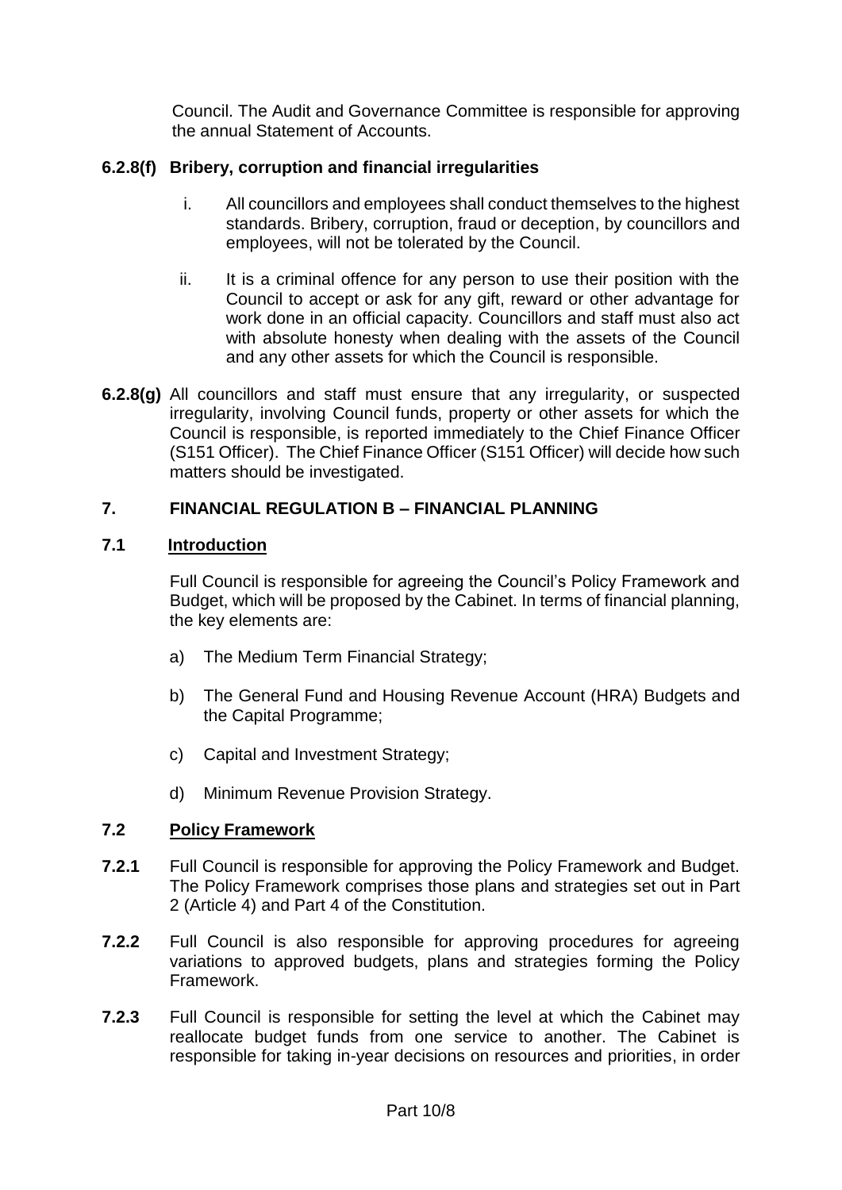Council. The Audit and Governance Committee is responsible for approving the annual Statement of Accounts.

**6.2.8(f) Bribery, corruption and financial irregularities**

i. All councillors and employees shall conduct themselves to the highest standards. Bribery, corruption, fraud or deception, by councillors and employees, will not be tolerated by the Council.

ii. It is a criminal offence for any person to use their position with the Council to accept or ask for any gift, reward or other advantage for work done in an official capacity. Councillors and staff must also act with absolute honesty when dealing with the assets of the Council and any other assets for which the Council is responsible.

**6.2.8(g)** All councillors and staff must ensure that any irregularity, or suspected irregularity, involving Council funds, property or other assets for which the Council is responsible, is reported immediately to the Chief Finance Officer (S151 Officer). The Chief Finance Officer (S151 Officer) will decide how such matters should be investigated.

## 7. FINANCIAL REGULATION B – FINANCIAL PLANNING

### 7.1 Introduction

Full Council is responsible for agreeing the Council's Policy Framework and Budget, which will be proposed by the Cabinet. In terms of financial planning, the key elements are:

a) The Medium Term Financial Strategy;

b) The General Fund and Housing Revenue Account (HRA) Budgets and the Capital Programme;

c) Capital and Investment Strategy;

d) Minimum Revenue Provision Strategy.

### 7.2 Policy Framework

**7.2.1** Full Council is responsible for approving the Policy Framework and Budget. The Policy Framework comprises those plans and strategies set out in Part 2 (Article 4) and Part 4 of the Constitution.

**7.2.2** Full Council is also responsible for approving procedures for agreeing variations to approved budgets, plans and strategies forming the Policy Framework.

**7.2.3** Full Council is responsible for setting the level at which the Cabinet may reallocate budget funds from one service to another. The Cabinet is responsible for taking in-year decisions on resources and priorities, in order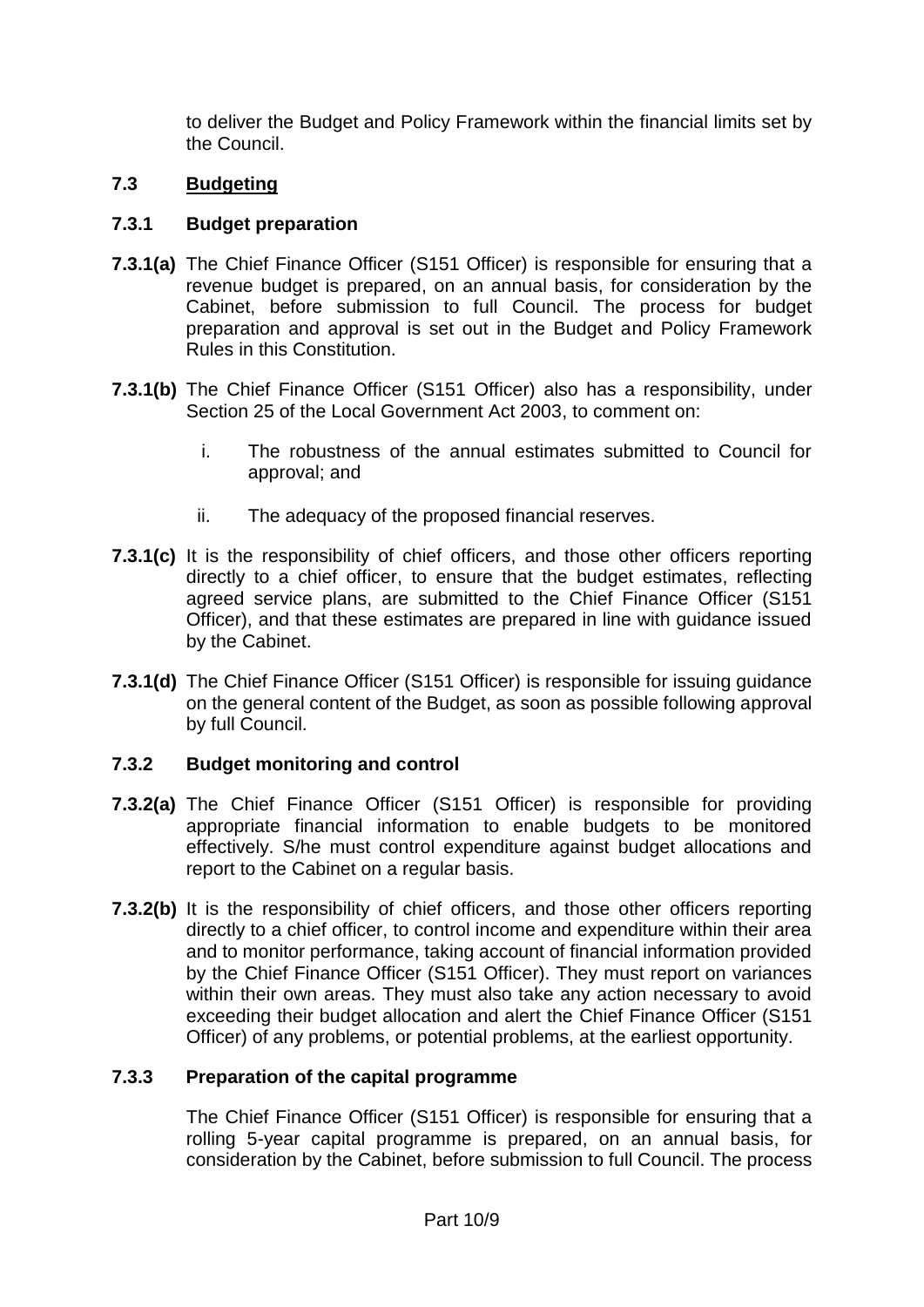to deliver the Budget and Policy Framework within the financial limits set by the Council.

## 7.3 Budgeting

### 7.3.1 Budget preparation

**7.3.1(a)** The Chief Finance Officer (S151 Officer) is responsible for ensuring that a revenue budget is prepared, on an annual basis, for consideration by the Cabinet, before submission to full Council. The process for budget preparation and approval is set out in the Budget and Policy Framework Rules in this Constitution.

**7.3.1(b)** The Chief Finance Officer (S151 Officer) also has a responsibility, under Section 25 of the Local Government Act 2003, to comment on:

i. The robustness of the annual estimates submitted to Council for approval; and

ii. The adequacy of the proposed financial reserves.

**7.3.1(c)** It is the responsibility of chief officers, and those other officers reporting directly to a chief officer, to ensure that the budget estimates, reflecting agreed service plans, are submitted to the Chief Finance Officer (S151 Officer), and that these estimates are prepared in line with guidance issued by the Cabinet.

**7.3.1(d)** The Chief Finance Officer (S151 Officer) is responsible for issuing guidance on the general content of the Budget, as soon as possible following approval by full Council.

### 7.3.2 Budget monitoring and control

**7.3.2(a)** The Chief Finance Officer (S151 Officer) is responsible for providing appropriate financial information to enable budgets to be monitored effectively. S/he must control expenditure against budget allocations and report to the Cabinet on a regular basis.

**7.3.2(b)** It is the responsibility of chief officers, and those other officers reporting directly to a chief officer, to control income and expenditure within their area and to monitor performance, taking account of financial information provided by the Chief Finance Officer (S151 Officer). They must report on variances within their own areas. They must also take any action necessary to avoid exceeding their budget allocation and alert the Chief Finance Officer (S151 Officer) of any problems, or potential problems, at the earliest opportunity.

### 7.3.3 Preparation of the capital programme

The Chief Finance Officer (S151 Officer) is responsible for ensuring that a rolling 5-year capital programme is prepared, on an annual basis, for consideration by the Cabinet, before submission to full Council. The process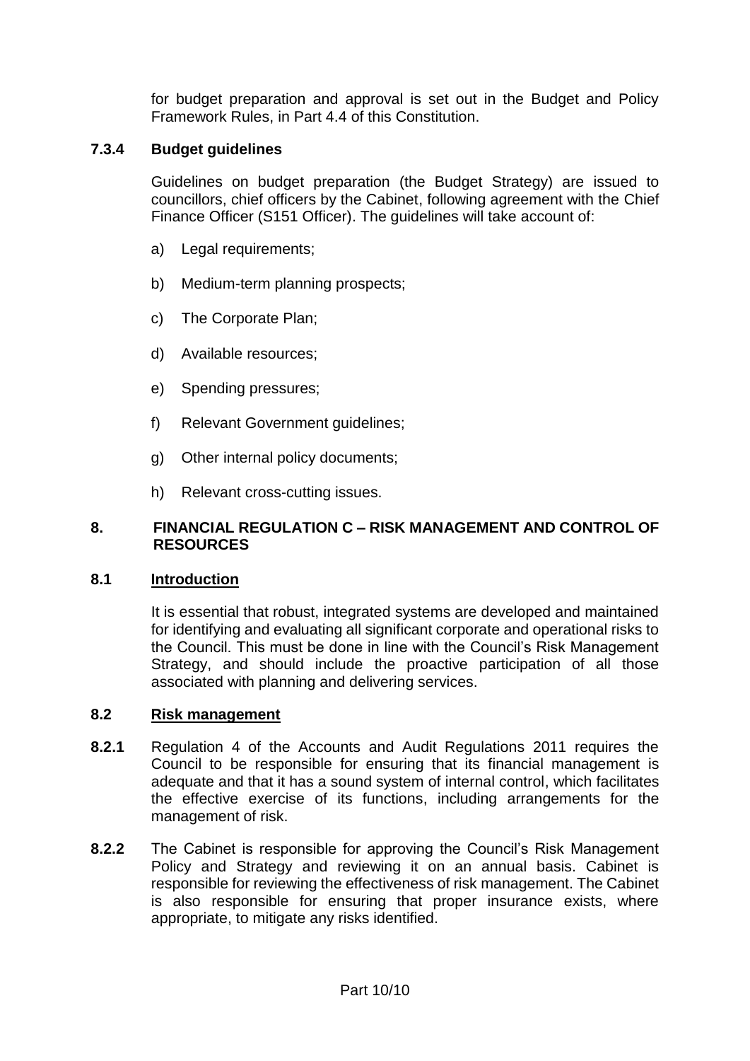for budget preparation and approval is set out in the Budget and Policy Framework Rules, in Part 4.4 of this Constitution.

### 7.3.4 Budget guidelines

Guidelines on budget preparation (the Budget Strategy) are issued to councillors, chief officers by the Cabinet, following agreement with the Chief Finance Officer (S151 Officer). The guidelines will take account of:

a) Legal requirements;

b) Medium-term planning prospects;

c) The Corporate Plan;

d) Available resources;

e) Spending pressures;

f) Relevant Government guidelines;

g) Other internal policy documents;

h) Relevant cross-cutting issues.

## 8. FINANCIAL REGULATION C – RISK MANAGEMENT AND CONTROL OF RESOURCES

### 8.1 Introduction

It is essential that robust, integrated systems are developed and maintained for identifying and evaluating all significant corporate and operational risks to the Council. This must be done in line with the Council's Risk Management Strategy, and should include the proactive participation of all those associated with planning and delivering services.

### 8.2 Risk management

**8.2.1** Regulation 4 of the Accounts and Audit Regulations 2011 requires the Council to be responsible for ensuring that its financial management is adequate and that it has a sound system of internal control, which facilitates the effective exercise of its functions, including arrangements for the management of risk.

**8.2.2** The Cabinet is responsible for approving the Council's Risk Management Policy and Strategy and reviewing it on an annual basis. Cabinet is responsible for reviewing the effectiveness of risk management. The Cabinet is also responsible for ensuring that proper insurance exists, where appropriate, to mitigate any risks identified.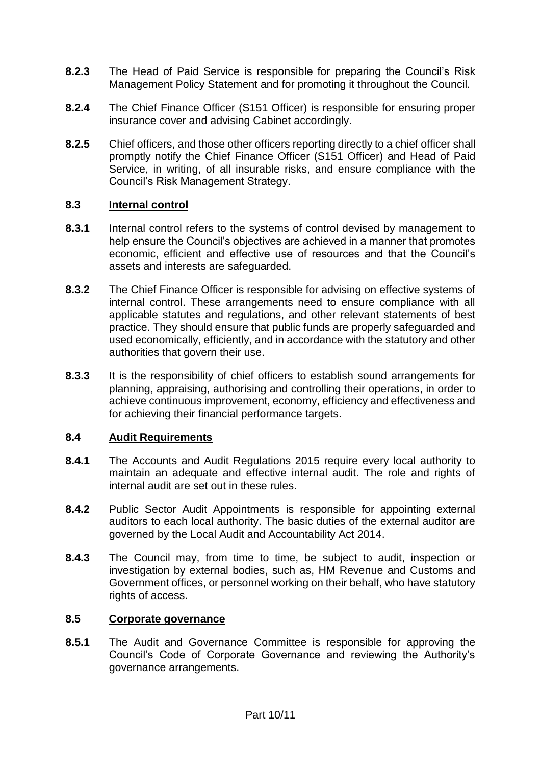**8.2.3** The Head of Paid Service is responsible for preparing the Council's Risk Management Policy Statement and for promoting it throughout the Council.

**8.2.4** The Chief Finance Officer (S151 Officer) is responsible for ensuring proper insurance cover and advising Cabinet accordingly.

**8.2.5** Chief officers, and those other officers reporting directly to a chief officer shall promptly notify the Chief Finance Officer (S151 Officer) and Head of Paid Service, in writing, of all insurable risks, and ensure compliance with the Council's Risk Management Strategy.

### 8.3 Internal control

**8.3.1** Internal control refers to the systems of control devised by management to help ensure the Council's objectives are achieved in a manner that promotes economic, efficient and effective use of resources and that the Council's assets and interests are safeguarded.

**8.3.2** The Chief Finance Officer is responsible for advising on effective systems of internal control. These arrangements need to ensure compliance with all applicable statutes and regulations, and other relevant statements of best practice. They should ensure that public funds are properly safeguarded and used economically, efficiently, and in accordance with the statutory and other authorities that govern their use.

**8.3.3** It is the responsibility of chief officers to establish sound arrangements for planning, appraising, authorising and controlling their operations, in order to achieve continuous improvement, economy, efficiency and effectiveness and for achieving their financial performance targets.

### 8.4 Audit Requirements

**8.4.1** The Accounts and Audit Regulations 2015 require every local authority to maintain an adequate and effective internal audit. The role and rights of internal audit are set out in these rules.

**8.4.2** Public Sector Audit Appointments is responsible for appointing external auditors to each local authority. The basic duties of the external auditor are governed by the Local Audit and Accountability Act 2014.

**8.4.3** The Council may, from time to time, be subject to audit, inspection or investigation by external bodies, such as, HM Revenue and Customs and Government offices, or personnel working on their behalf, who have statutory rights of access.

### 8.5 Corporate governance

**8.5.1** The Audit and Governance Committee is responsible for approving the Council's Code of Corporate Governance and reviewing the Authority's governance arrangements.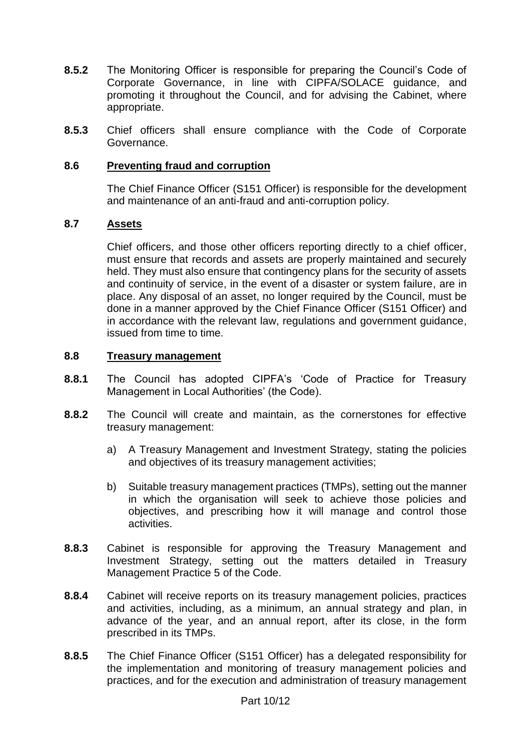**8.5.2** The Monitoring Officer is responsible for preparing the Council's Code of Corporate Governance, in line with CIPFA/SOLACE guidance, and promoting it throughout the Council, and for advising the Cabinet, where appropriate.

**8.5.3** Chief officers shall ensure compliance with the Code of Corporate Governance.

### 8.6 Preventing fraud and corruption

The Chief Finance Officer (S151 Officer) is responsible for the development and maintenance of an anti-fraud and anti-corruption policy.

### 8.7 Assets

Chief officers, and those other officers reporting directly to a chief officer, must ensure that records and assets are properly maintained and securely held. They must also ensure that contingency plans for the security of assets and continuity of service, in the event of a disaster or system failure, are in place. Any disposal of an asset, no longer required by the Council, must be done in a manner approved by the Chief Finance Officer (S151 Officer) and in accordance with the relevant law, regulations and government guidance, issued from time to time.

### 8.8 Treasury management

**8.8.1** The Council has adopted CIPFA's 'Code of Practice for Treasury Management in Local Authorities' (the Code).

**8.8.2** The Council will create and maintain, as the cornerstones for effective treasury management:

a) A Treasury Management and Investment Strategy, stating the policies and objectives of its treasury management activities;

b) Suitable treasury management practices (TMPs), setting out the manner in which the organisation will seek to achieve those policies and objectives, and prescribing how it will manage and control those activities.

**8.8.3** Cabinet is responsible for approving the Treasury Management and Investment Strategy, setting out the matters detailed in Treasury Management Practice 5 of the Code.

**8.8.4** Cabinet will receive reports on its treasury management policies, practices and activities, including, as a minimum, an annual strategy and plan, in advance of the year, and an annual report, after its close, in the form prescribed in its TMPs.

**8.8.5** The Chief Finance Officer (S151 Officer) has a delegated responsibility for the implementation and monitoring of treasury management policies and practices, and for the execution and administration of treasury management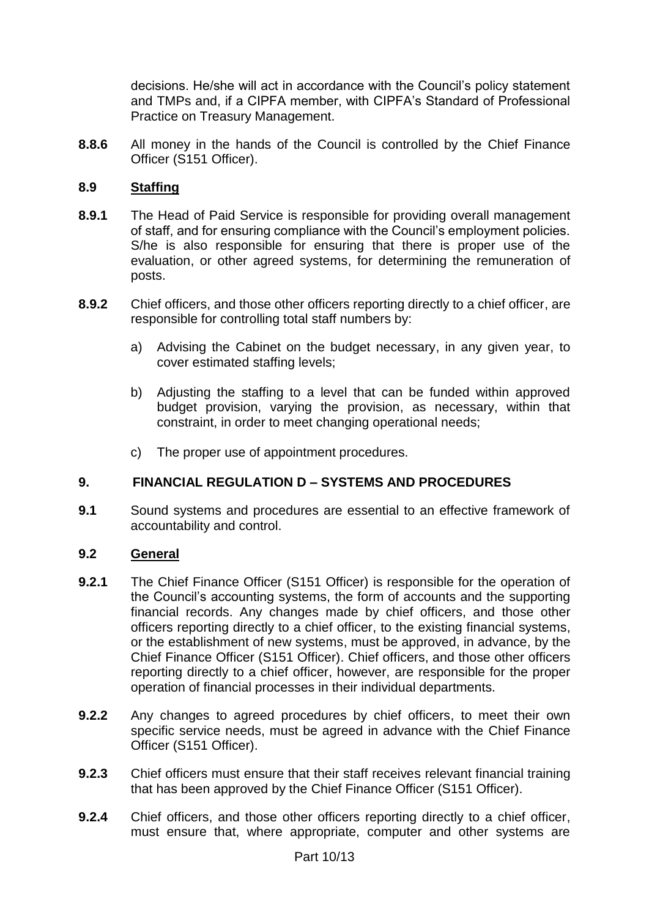decisions. He/she will act in accordance with the Council's policy statement and TMPs and, if a CIPFA member, with CIPFA's Standard of Professional Practice on Treasury Management.

**8.8.6** All money in the hands of the Council is controlled by the Chief Finance Officer (S151 Officer).

### 8.9 Staffing

**8.9.1** The Head of Paid Service is responsible for providing overall management of staff, and for ensuring compliance with the Council's employment policies. S/he is also responsible for ensuring that there is proper use of the evaluation, or other agreed systems, for determining the remuneration of posts.

**8.9.2** Chief officers, and those other officers reporting directly to a chief officer, are responsible for controlling total staff numbers by:

a) Advising the Cabinet on the budget necessary, in any given year, to cover estimated staffing levels;

b) Adjusting the staffing to a level that can be funded within approved budget provision, varying the provision, as necessary, within that constraint, in order to meet changing operational needs;

c) The proper use of appointment procedures.

## 9. FINANCIAL REGULATION D – SYSTEMS AND PROCEDURES

**9.1** Sound systems and procedures are essential to an effective framework of accountability and control.

### 9.2 General

**9.2.1** The Chief Finance Officer (S151 Officer) is responsible for the operation of the Council's accounting systems, the form of accounts and the supporting financial records. Any changes made by chief officers, and those other officers reporting directly to a chief officer, to the existing financial systems, or the establishment of new systems, must be approved, in advance, by the Chief Finance Officer (S151 Officer). Chief officers, and those other officers reporting directly to a chief officer, however, are responsible for the proper operation of financial processes in their individual departments.

**9.2.2** Any changes to agreed procedures by chief officers, to meet their own specific service needs, must be agreed in advance with the Chief Finance Officer (S151 Officer).

**9.2.3** Chief officers must ensure that their staff receives relevant financial training that has been approved by the Chief Finance Officer (S151 Officer).

**9.2.4** Chief officers, and those other officers reporting directly to a chief officer, must ensure that, where appropriate, computer and other systems are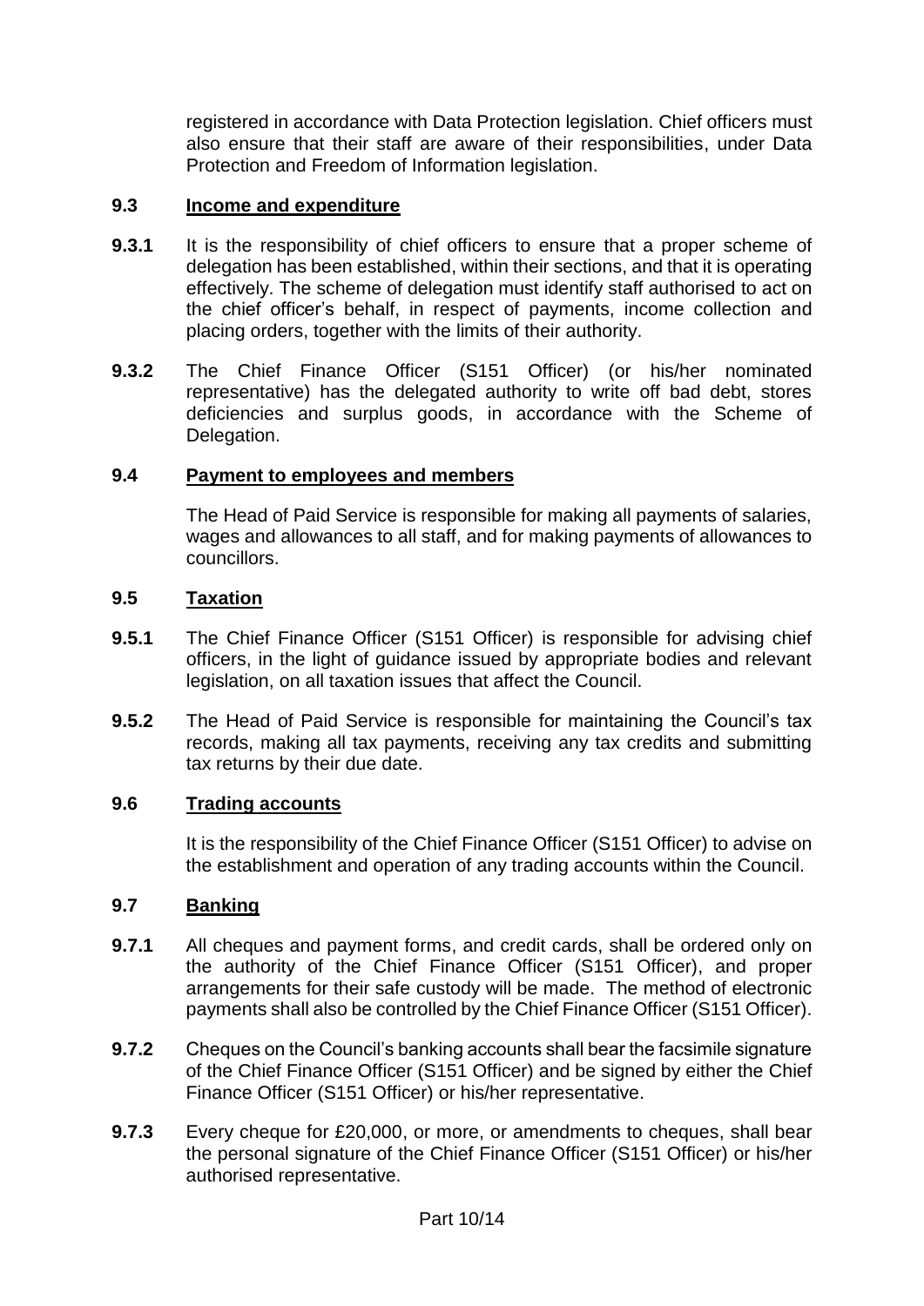registered in accordance with Data Protection legislation. Chief officers must also ensure that their staff are aware of their responsibilities, under Data Protection and Freedom of Information legislation.

### 9.3 Income and expenditure

**9.3.1** It is the responsibility of chief officers to ensure that a proper scheme of delegation has been established, within their sections, and that it is operating effectively. The scheme of delegation must identify staff authorised to act on the chief officer's behalf, in respect of payments, income collection and placing orders, together with the limits of their authority.

**9.3.2** The Chief Finance Officer (S151 Officer) (or his/her nominated representative) has the delegated authority to write off bad debt, stores deficiencies and surplus goods, in accordance with the Scheme of Delegation.

### 9.4 Payment to employees and members

The Head of Paid Service is responsible for making all payments of salaries, wages and allowances to all staff, and for making payments of allowances to councillors.

### 9.5 Taxation

**9.5.1** The Chief Finance Officer (S151 Officer) is responsible for advising chief officers, in the light of guidance issued by appropriate bodies and relevant legislation, on all taxation issues that affect the Council.

**9.5.2** The Head of Paid Service is responsible for maintaining the Council's tax records, making all tax payments, receiving any tax credits and submitting tax returns by their due date.

### 9.6 Trading accounts

It is the responsibility of the Chief Finance Officer (S151 Officer) to advise on the establishment and operation of any trading accounts within the Council.

### 9.7 Banking

**9.7.1** All cheques and payment forms, and credit cards, shall be ordered only on the authority of the Chief Finance Officer (S151 Officer), and proper arrangements for their safe custody will be made. The method of electronic payments shall also be controlled by the Chief Finance Officer (S151 Officer).

**9.7.2** Cheques on the Council's banking accounts shall bear the facsimile signature of the Chief Finance Officer (S151 Officer) and be signed by either the Chief Finance Officer (S151 Officer) or his/her representative.

**9.7.3** Every cheque for £20,000, or more, or amendments to cheques, shall bear the personal signature of the Chief Finance Officer (S151 Officer) or his/her authorised representative.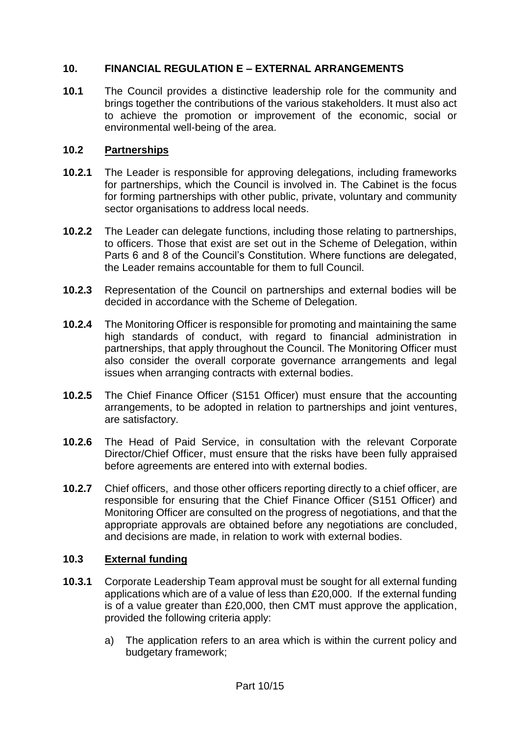## 10. FINANCIAL REGULATION E – EXTERNAL ARRANGEMENTS

**10.1** The Council provides a distinctive leadership role for the community and brings together the contributions of the various stakeholders. It must also act to achieve the promotion or improvement of the economic, social or environmental well-being of the area.

### 10.2 Partnerships

**10.2.1** The Leader is responsible for approving delegations, including frameworks for partnerships, which the Council is involved in. The Cabinet is the focus for forming partnerships with other public, private, voluntary and community sector organisations to address local needs.

**10.2.2** The Leader can delegate functions, including those relating to partnerships, to officers. Those that exist are set out in the Scheme of Delegation, within Parts 6 and 8 of the Council's Constitution. Where functions are delegated, the Leader remains accountable for them to full Council.

**10.2.3** Representation of the Council on partnerships and external bodies will be decided in accordance with the Scheme of Delegation.

**10.2.4** The Monitoring Officer is responsible for promoting and maintaining the same high standards of conduct, with regard to financial administration in partnerships, that apply throughout the Council. The Monitoring Officer must also consider the overall corporate governance arrangements and legal issues when arranging contracts with external bodies.

**10.2.5** The Chief Finance Officer (S151 Officer) must ensure that the accounting arrangements, to be adopted in relation to partnerships and joint ventures, are satisfactory.

**10.2.6** The Head of Paid Service, in consultation with the relevant Corporate Director/Chief Officer, must ensure that the risks have been fully appraised before agreements are entered into with external bodies.

**10.2.7** Chief officers, and those other officers reporting directly to a chief officer, are responsible for ensuring that the Chief Finance Officer (S151 Officer) and Monitoring Officer are consulted on the progress of negotiations, and that the appropriate approvals are obtained before any negotiations are concluded, and decisions are made, in relation to work with external bodies.

### 10.3 External funding

**10.3.1** Corporate Leadership Team approval must be sought for all external funding applications which are of a value of less than £20,000. If the external funding is of a value greater than £20,000, then CMT must approve the application, provided the following criteria apply:

a) The application refers to an area which is within the current policy and budgetary framework;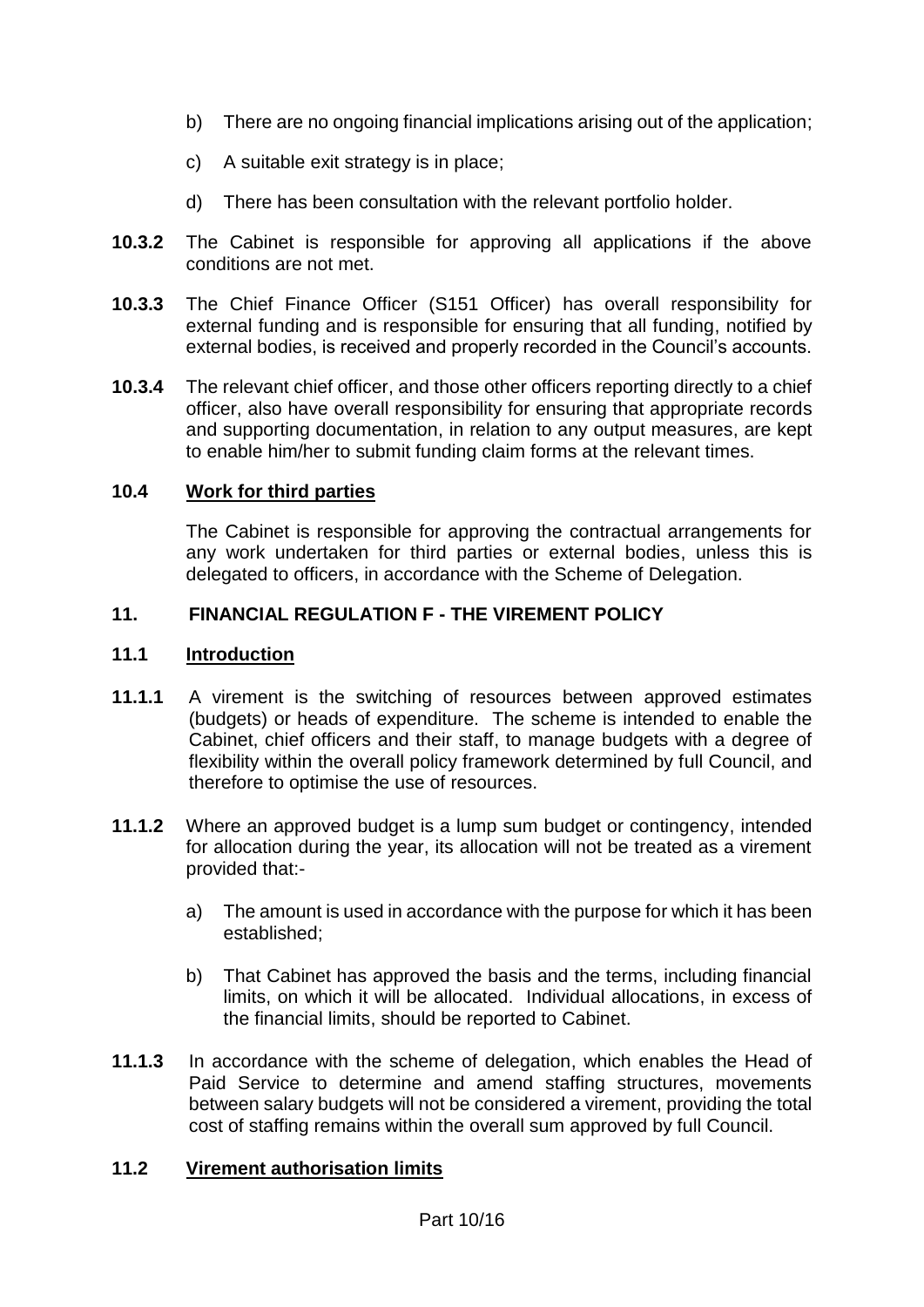b) There are no ongoing financial implications arising out of the application;

c) A suitable exit strategy is in place;

d) There has been consultation with the relevant portfolio holder.

**10.3.2** The Cabinet is responsible for approving all applications if the above conditions are not met.

**10.3.3** The Chief Finance Officer (S151 Officer) has overall responsibility for external funding and is responsible for ensuring that all funding, notified by external bodies, is received and properly recorded in the Council's accounts.

**10.3.4** The relevant chief officer, and those other officers reporting directly to a chief officer, also have overall responsibility for ensuring that appropriate records and supporting documentation, in relation to any output measures, are kept to enable him/her to submit funding claim forms at the relevant times.

### 10.4 Work for third parties

The Cabinet is responsible for approving the contractual arrangements for any work undertaken for third parties or external bodies, unless this is delegated to officers, in accordance with the Scheme of Delegation.

## 11. FINANCIAL REGULATION F - THE VIREMENT POLICY

### 11.1 Introduction

**11.1.1** A virement is the switching of resources between approved estimates (budgets) or heads of expenditure. The scheme is intended to enable the Cabinet, chief officers and their staff, to manage budgets with a degree of flexibility within the overall policy framework determined by full Council, and therefore to optimise the use of resources.

**11.1.2** Where an approved budget is a lump sum budget or contingency, intended for allocation during the year, its allocation will not be treated as a virement provided that:-

a) The amount is used in accordance with the purpose for which it has been established;

b) That Cabinet has approved the basis and the terms, including financial limits, on which it will be allocated. Individual allocations, in excess of the financial limits, should be reported to Cabinet.

**11.1.3** In accordance with the scheme of delegation, which enables the Head of Paid Service to determine and amend staffing structures, movements between salary budgets will not be considered a virement, providing the total cost of staffing remains within the overall sum approved by full Council.

### 11.2 Virement authorisation limits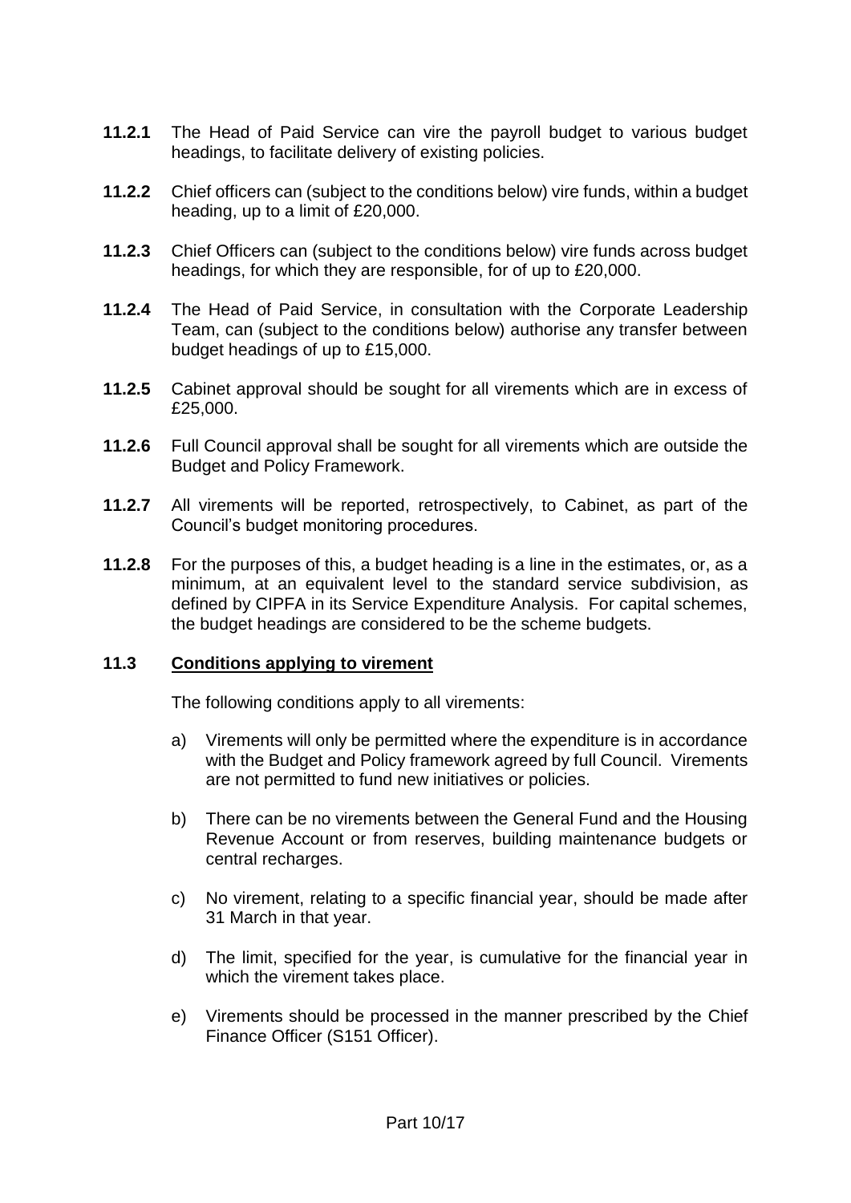**11.2.1** The Head of Paid Service can vire the payroll budget to various budget headings, to facilitate delivery of existing policies.

**11.2.2** Chief officers can (subject to the conditions below) vire funds, within a budget heading, up to a limit of £20,000.

**11.2.3** Chief Officers can (subject to the conditions below) vire funds across budget headings, for which they are responsible, for of up to £20,000.

**11.2.4** The Head of Paid Service, in consultation with the Corporate Leadership Team, can (subject to the conditions below) authorise any transfer between budget headings of up to £15,000.

**11.2.5** Cabinet approval should be sought for all virements which are in excess of £25,000.

**11.2.6** Full Council approval shall be sought for all virements which are outside the Budget and Policy Framework.

**11.2.7** All virements will be reported, retrospectively, to Cabinet, as part of the Council's budget monitoring procedures.

**11.2.8** For the purposes of this, a budget heading is a line in the estimates, or, as a minimum, at an equivalent level to the standard service subdivision, as defined by CIPFA in its Service Expenditure Analysis. For capital schemes, the budget headings are considered to be the scheme budgets.

## 11.3 Conditions applying to virement

The following conditions apply to all virements:

a) Virements will only be permitted where the expenditure is in accordance with the Budget and Policy framework agreed by full Council. Virements are not permitted to fund new initiatives or policies.

b) There can be no virements between the General Fund and the Housing Revenue Account or from reserves, building maintenance budgets or central recharges.

c) No virement, relating to a specific financial year, should be made after 31 March in that year.

d) The limit, specified for the year, is cumulative for the financial year in which the virement takes place.

e) Virements should be processed in the manner prescribed by the Chief Finance Officer (S151 Officer).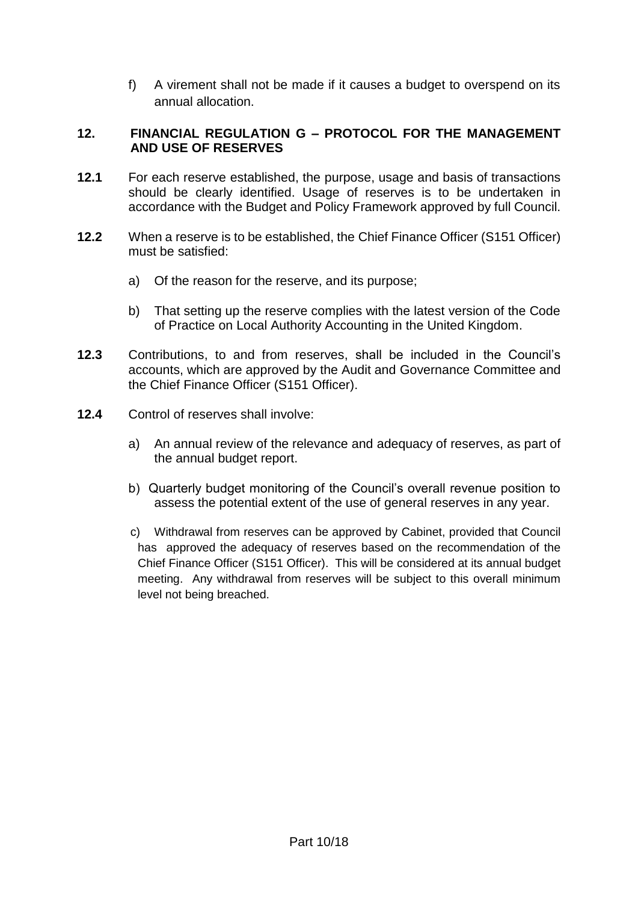f) A virement shall not be made if it causes a budget to overspend on its annual allocation.

## 12. FINANCIAL REGULATION G – PROTOCOL FOR THE MANAGEMENT AND USE OF RESERVES

**12.1** For each reserve established, the purpose, usage and basis of transactions should be clearly identified. Usage of reserves is to be undertaken in accordance with the Budget and Policy Framework approved by full Council.

**12.2** When a reserve is to be established, the Chief Finance Officer (S151 Officer) must be satisfied:

a) Of the reason for the reserve, and its purpose;

b) That setting up the reserve complies with the latest version of the Code of Practice on Local Authority Accounting in the United Kingdom.

**12.3** Contributions, to and from reserves, shall be included in the Council's accounts, which are approved by the Audit and Governance Committee and the Chief Finance Officer (S151 Officer).

**12.4** Control of reserves shall involve:

a) An annual review of the relevance and adequacy of reserves, as part of the annual budget report.

b) Quarterly budget monitoring of the Council's overall revenue position to assess the potential extent of the use of general reserves in any year.

c) Withdrawal from reserves can be approved by Cabinet, provided that Council has approved the adequacy of reserves based on the recommendation of the Chief Finance Officer (S151 Officer). This will be considered at its annual budget meeting. Any withdrawal from reserves will be subject to this overall minimum level not being breached.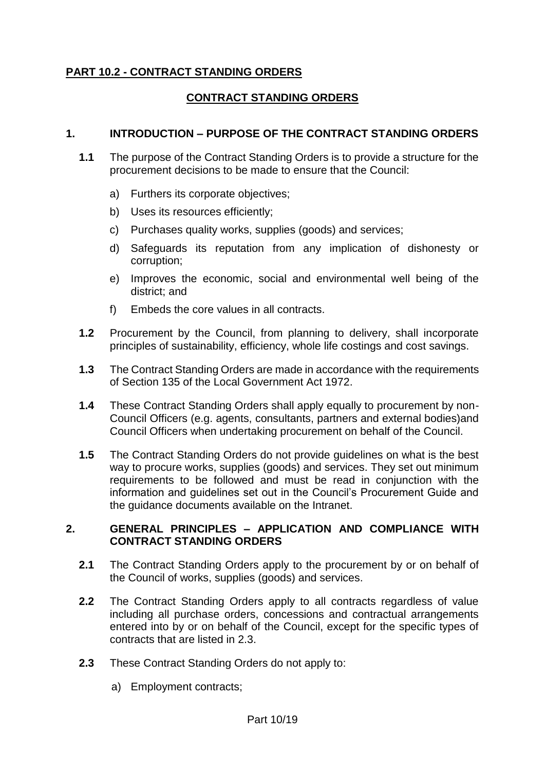## PART 10.2 - CONTRACT STANDING ORDERS

### CONTRACT STANDING ORDERS

### 1. INTRODUCTION – PURPOSE OF THE CONTRACT STANDING ORDERS

**1.1** The purpose of the Contract Standing Orders is to provide a structure for the procurement decisions to be made to ensure that the Council:

a) Furthers its corporate objectives;

b) Uses its resources efficiently;

c) Purchases quality works, supplies (goods) and services;

d) Safeguards its reputation from any implication of dishonesty or corruption;

e) Improves the economic, social and environmental well being of the district; and

f) Embeds the core values in all contracts.

**1.2** Procurement by the Council, from planning to delivery, shall incorporate principles of sustainability, efficiency, whole life costings and cost savings.

**1.3** The Contract Standing Orders are made in accordance with the requirements of Section 135 of the Local Government Act 1972.

**1.4** These Contract Standing Orders shall apply equally to procurement by non-Council Officers (e.g. agents, consultants, partners and external bodies)and Council Officers when undertaking procurement on behalf of the Council.

**1.5** The Contract Standing Orders do not provide guidelines on what is the best way to procure works, supplies (goods) and services. They set out minimum requirements to be followed and must be read in conjunction with the information and guidelines set out in the Council's Procurement Guide and the guidance documents available on the Intranet.

### 2. GENERAL PRINCIPLES – APPLICATION AND COMPLIANCE WITH CONTRACT STANDING ORDERS

**2.1** The Contract Standing Orders apply to the procurement by or on behalf of the Council of works, supplies (goods) and services.

**2.2** The Contract Standing Orders apply to all contracts regardless of value including all purchase orders, concessions and contractual arrangements entered into by or on behalf of the Council, except for the specific types of contracts that are listed in 2.3.

**2.3** These Contract Standing Orders do not apply to:

a) Employment contracts;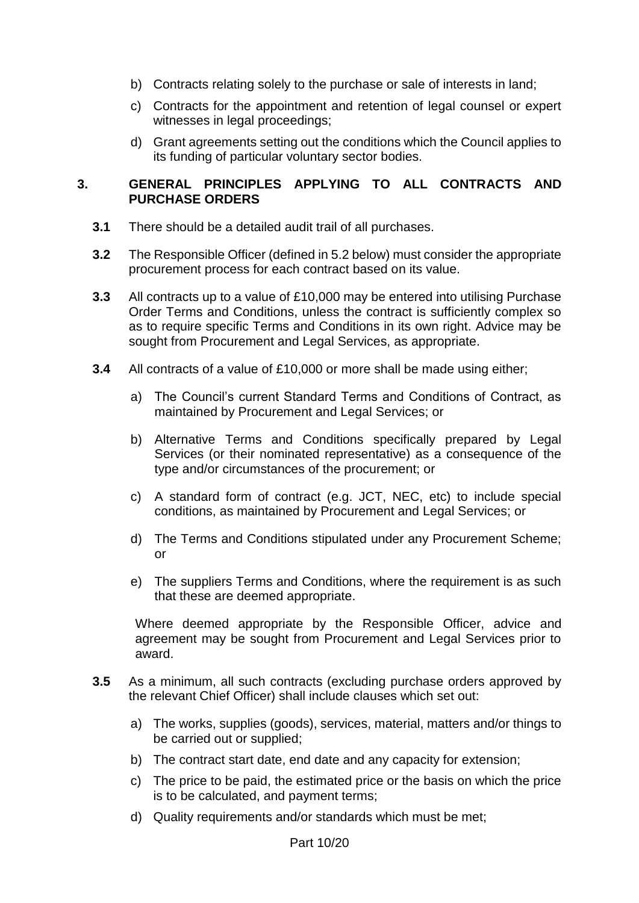b) Contracts relating solely to the purchase or sale of interests in land;

c) Contracts for the appointment and retention of legal counsel or expert witnesses in legal proceedings;

d) Grant agreements setting out the conditions which the Council applies to its funding of particular voluntary sector bodies.

## 3. GENERAL PRINCIPLES APPLYING TO ALL CONTRACTS AND PURCHASE ORDERS

**3.1** There should be a detailed audit trail of all purchases.

**3.2** The Responsible Officer (defined in 5.2 below) must consider the appropriate procurement process for each contract based on its value.

**3.3** All contracts up to a value of £10,000 may be entered into utilising Purchase Order Terms and Conditions, unless the contract is sufficiently complex so as to require specific Terms and Conditions in its own right. Advice may be sought from Procurement and Legal Services, as appropriate.

**3.4** All contracts of a value of £10,000 or more shall be made using either;

a) The Council's current Standard Terms and Conditions of Contract, as maintained by Procurement and Legal Services; or

b) Alternative Terms and Conditions specifically prepared by Legal Services (or their nominated representative) as a consequence of the type and/or circumstances of the procurement; or

c) A standard form of contract (e.g. JCT, NEC, etc) to include special conditions, as maintained by Procurement and Legal Services; or

d) The Terms and Conditions stipulated under any Procurement Scheme; or

e) The suppliers Terms and Conditions, where the requirement is as such that these are deemed appropriate.

Where deemed appropriate by the Responsible Officer, advice and agreement may be sought from Procurement and Legal Services prior to award.

**3.5** As a minimum, all such contracts (excluding purchase orders approved by the relevant Chief Officer) shall include clauses which set out:

a) The works, supplies (goods), services, material, matters and/or things to be carried out or supplied;

b) The contract start date, end date and any capacity for extension;

c) The price to be paid, the estimated price or the basis on which the price is to be calculated, and payment terms;

d) Quality requirements and/or standards which must be met;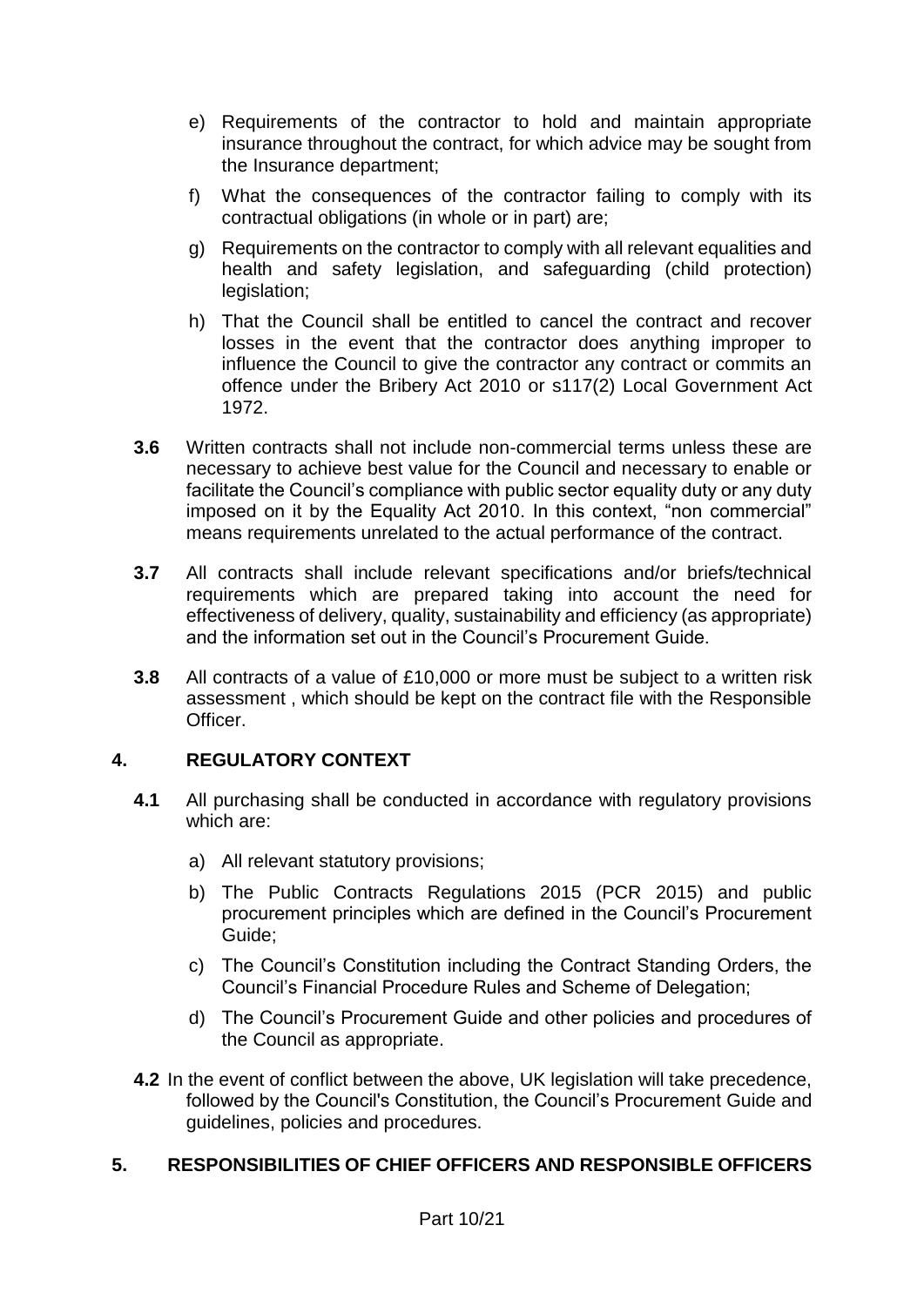e) Requirements of the contractor to hold and maintain appropriate insurance throughout the contract, for which advice may be sought from the Insurance department;

f) What the consequences of the contractor failing to comply with its contractual obligations (in whole or in part) are;

g) Requirements on the contractor to comply with all relevant equalities and health and safety legislation, and safeguarding (child protection) legislation;

h) That the Council shall be entitled to cancel the contract and recover losses in the event that the contractor does anything improper to influence the Council to give the contractor any contract or commits an offence under the Bribery Act 2010 or s117(2) Local Government Act 1972.

**3.6** Written contracts shall not include non-commercial terms unless these are necessary to achieve best value for the Council and necessary to enable or facilitate the Council's compliance with public sector equality duty or any duty imposed on it by the Equality Act 2010. In this context, "non commercial" means requirements unrelated to the actual performance of the contract.

**3.7** All contracts shall include relevant specifications and/or briefs/technical requirements which are prepared taking into account the need for effectiveness of delivery, quality, sustainability and efficiency (as appropriate) and the information set out in the Council's Procurement Guide.

**3.8** All contracts of a value of £10,000 or more must be subject to a written risk assessment , which should be kept on the contract file with the Responsible Officer.

## 4. REGULATORY CONTEXT

**4.1** All purchasing shall be conducted in accordance with regulatory provisions which are:

a) All relevant statutory provisions;

b) The Public Contracts Regulations 2015 (PCR 2015) and public procurement principles which are defined in the Council's Procurement Guide;

c) The Council's Constitution including the Contract Standing Orders, the Council's Financial Procedure Rules and Scheme of Delegation;

d) The Council's Procurement Guide and other policies and procedures of the Council as appropriate.

**4.2** In the event of conflict between the above, UK legislation will take precedence, followed by the Council's Constitution, the Council's Procurement Guide and guidelines, policies and procedures.

## 5. RESPONSIBILITIES OF CHIEF OFFICERS AND RESPONSIBLE OFFICERS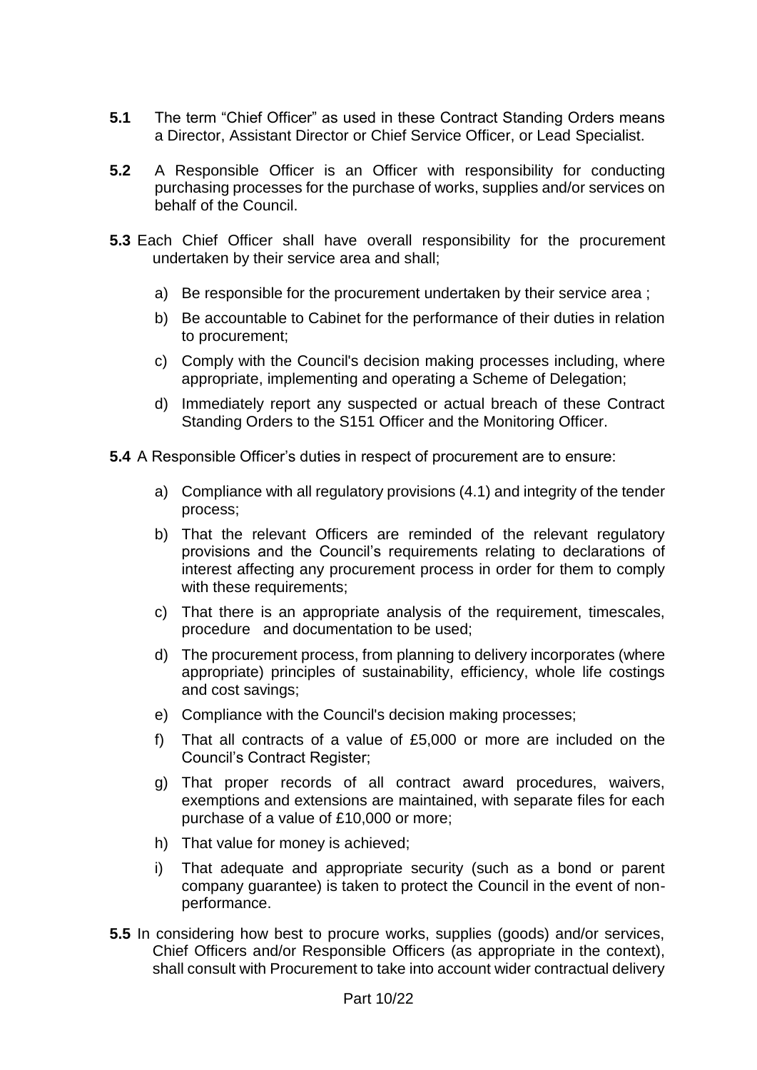**5.1** The term "Chief Officer" as used in these Contract Standing Orders means a Director, Assistant Director or Chief Service Officer, or Lead Specialist.

**5.2** A Responsible Officer is an Officer with responsibility for conducting purchasing processes for the purchase of works, supplies and/or services on behalf of the Council.

**5.3** Each Chief Officer shall have overall responsibility for the procurement undertaken by their service area and shall;

a) Be responsible for the procurement undertaken by their service area ;

b) Be accountable to Cabinet for the performance of their duties in relation to procurement;

c) Comply with the Council's decision making processes including, where appropriate, implementing and operating a Scheme of Delegation;

d) Immediately report any suspected or actual breach of these Contract Standing Orders to the S151 Officer and the Monitoring Officer.

**5.4** A Responsible Officer's duties in respect of procurement are to ensure:

a) Compliance with all regulatory provisions (4.1) and integrity of the tender process;

b) That the relevant Officers are reminded of the relevant regulatory provisions and the Council's requirements relating to declarations of interest affecting any procurement process in order for them to comply with these requirements;

c) That there is an appropriate analysis of the requirement, timescales, procedure and documentation to be used;

d) The procurement process, from planning to delivery incorporates (where appropriate) principles of sustainability, efficiency, whole life costings and cost savings;

e) Compliance with the Council's decision making processes;

f) That all contracts of a value of £5,000 or more are included on the Council's Contract Register;

g) That proper records of all contract award procedures, waivers, exemptions and extensions are maintained, with separate files for each purchase of a value of £10,000 or more;

h) That value for money is achieved;

i) That adequate and appropriate security (such as a bond or parent company guarantee) is taken to protect the Council in the event of non-performance.

**5.5** In considering how best to procure works, supplies (goods) and/or services, Chief Officers and/or Responsible Officers (as appropriate in the context), shall consult with Procurement to take into account wider contractual delivery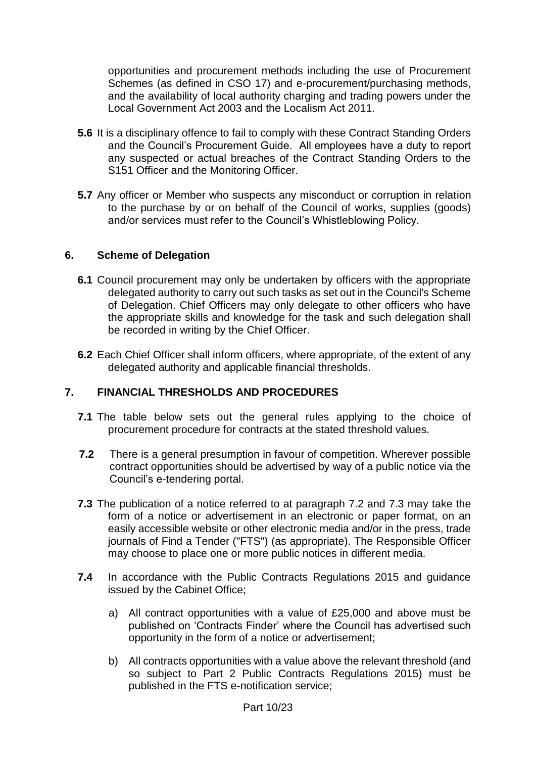opportunities and procurement methods including the use of Procurement Schemes (as defined in CSO 17) and e-procurement/purchasing methods, and the availability of local authority charging and trading powers under the Local Government Act 2003 and the Localism Act 2011.

**5.6** It is a disciplinary offence to fail to comply with these Contract Standing Orders and the Council's Procurement Guide. All employees have a duty to report any suspected or actual breaches of the Contract Standing Orders to the S151 Officer and the Monitoring Officer.

**5.7** Any officer or Member who suspects any misconduct or corruption in relation to the purchase by or on behalf of the Council of works, supplies (goods) and/or services must refer to the Council's Whistleblowing Policy.

## 6. Scheme of Delegation

**6.1** Council procurement may only be undertaken by officers with the appropriate delegated authority to carry out such tasks as set out in the Council's Scheme of Delegation. Chief Officers may only delegate to other officers who have the appropriate skills and knowledge for the task and such delegation shall be recorded in writing by the Chief Officer.

**6.2** Each Chief Officer shall inform officers, where appropriate, of the extent of any delegated authority and applicable financial thresholds.

## 7. FINANCIAL THRESHOLDS AND PROCEDURES

**7.1** The table below sets out the general rules applying to the choice of procurement procedure for contracts at the stated threshold values.

**7.2** There is a general presumption in favour of competition. Wherever possible contract opportunities should be advertised by way of a public notice via the Council's e-tendering portal.

**7.3** The publication of a notice referred to at paragraph 7.2 and 7.3 may take the form of a notice or advertisement in an electronic or paper format, on an easily accessible website or other electronic media and/or in the press, trade journals of Find a Tender ("FTS") (as appropriate). The Responsible Officer may choose to place one or more public notices in different media.

**7.4** In accordance with the Public Contracts Regulations 2015 and guidance issued by the Cabinet Office;

a) All contract opportunities with a value of £25,000 and above must be published on 'Contracts Finder' where the Council has advertised such opportunity in the form of a notice or advertisement;

b) All contracts opportunities with a value above the relevant threshold (and so subject to Part 2 Public Contracts Regulations 2015) must be published in the FTS e-notification service;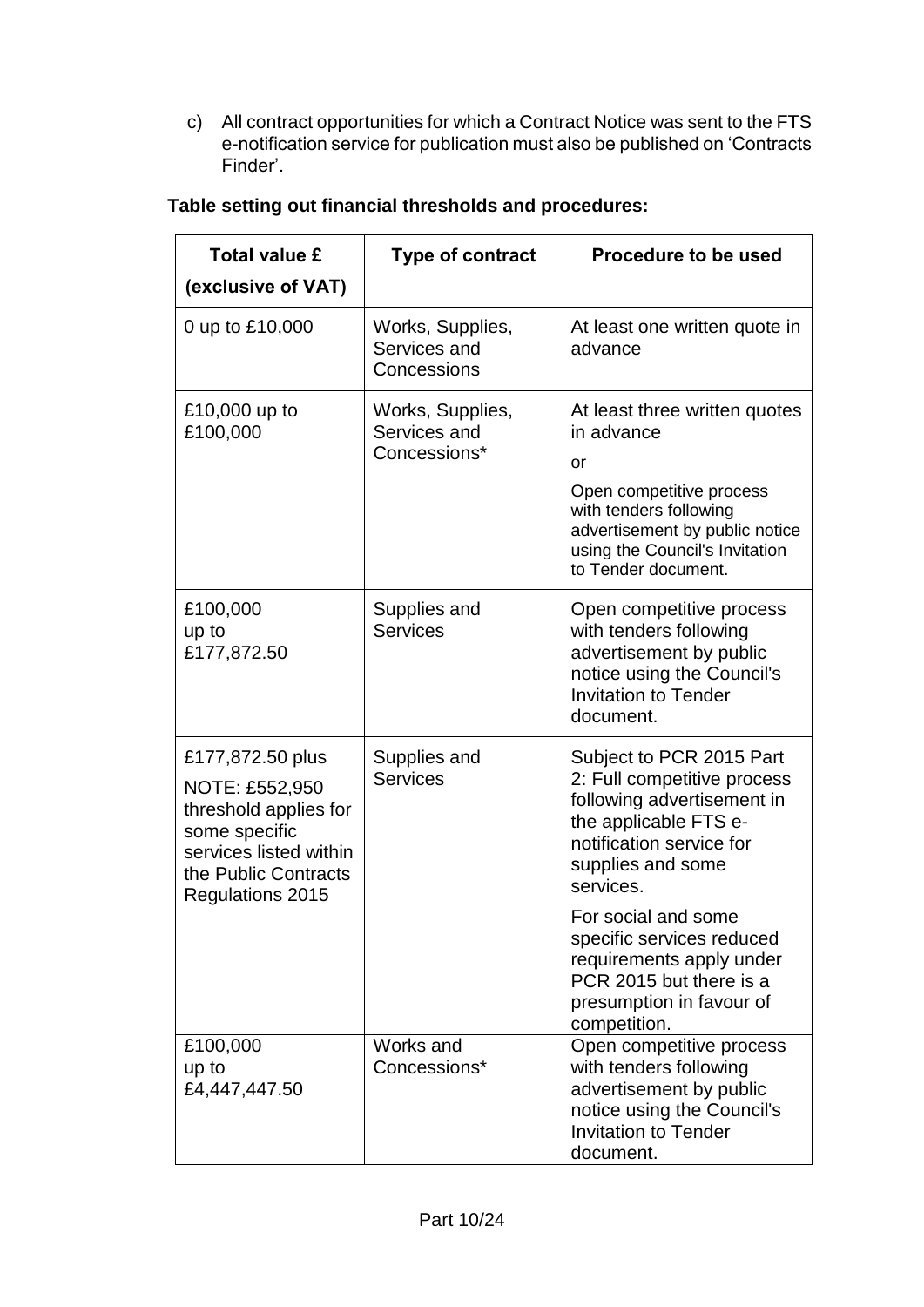c) All contract opportunities for which a Contract Notice was sent to the FTS e-notification service for publication must also be published on 'Contracts Finder'.

**Table setting out financial thresholds and procedures:**

| **Total value £ (exclusive of VAT)** | **Type of contract** | **Procedure to be used** |
|---|---|---|
| 0 up to £10,000 | Works, Supplies, Services and Concessions | At least one written quote in advance |
| £10,000 up to £100,000 | Works, Supplies, Services and Concessions* | At least three written quotes in advance<br><br>or<br><br>Open competitive process with tenders following advertisement by public notice using the Council's Invitation to Tender document. |
| £100,000 up to £177,872.50 | Supplies and Services | Open competitive process with tenders following advertisement by public notice using the Council's Invitation to Tender document. |
| £177,872.50 plus<br><br>NOTE: £552,950 threshold applies for some specific services listed within the Public Contracts Regulations 2015 | Supplies and Services | Subject to PCR 2015 Part 2: Full competitive process following advertisement in the applicable FTS e-notification service for supplies and some services.<br><br>For social and some specific services reduced requirements apply under PCR 2015 but there is a presumption in favour of competition. |
| £100,000 up to £4,447,447.50 | Works and Concessions* | Open competitive process with tenders following advertisement by public notice using the Council's Invitation to Tender document. |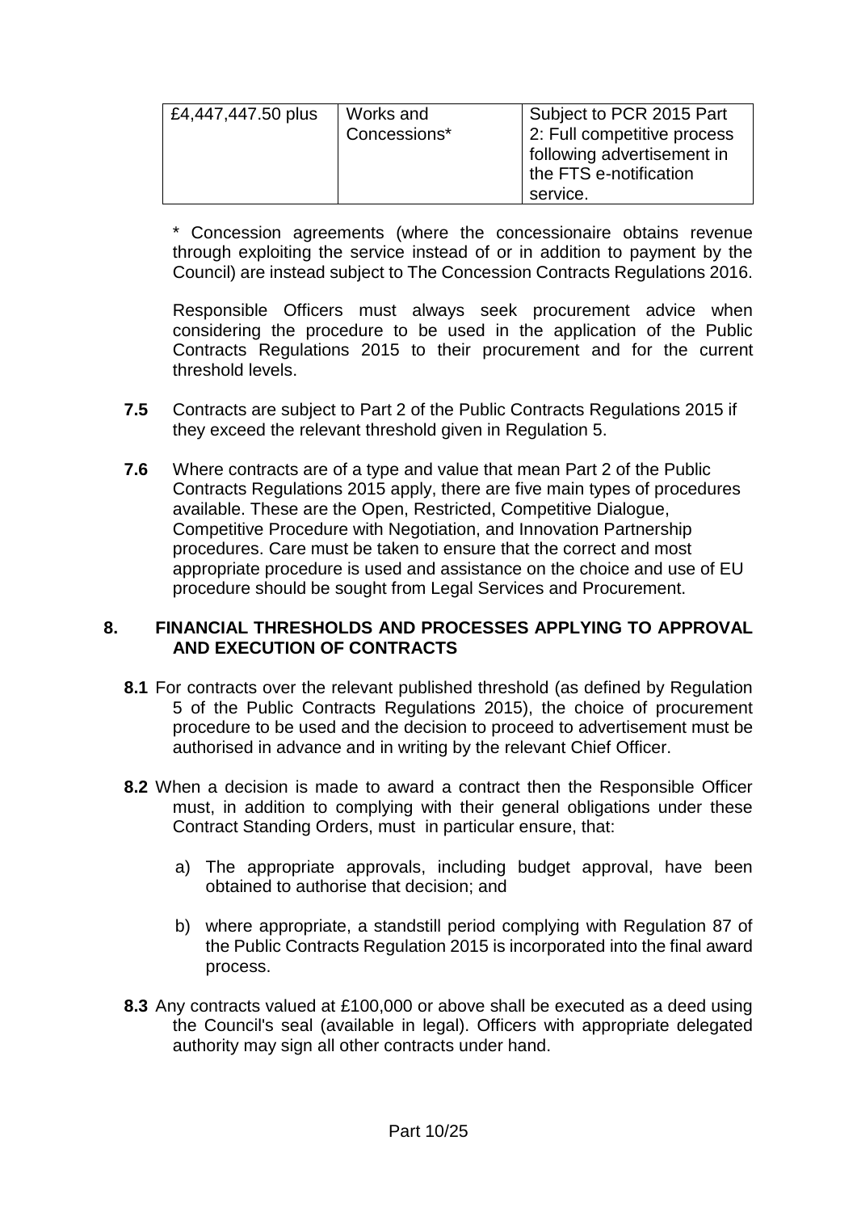| £4,447,447.50 plus | Works and Concessions* | Subject to PCR 2015 Part 2: Full competitive process following advertisement in the FTS e-notification service. |
|---|---|---|

* Concession agreements (where the concessionaire obtains revenue through exploiting the service instead of or in addition to payment by the Council) are instead subject to The Concession Contracts Regulations 2016.

Responsible Officers must always seek procurement advice when considering the procedure to be used in the application of the Public Contracts Regulations 2015 to their procurement and for the current threshold levels.

**7.5** Contracts are subject to Part 2 of the Public Contracts Regulations 2015 if they exceed the relevant threshold given in Regulation 5.

**7.6** Where contracts are of a type and value that mean Part 2 of the Public Contracts Regulations 2015 apply, there are five main types of procedures available. These are the Open, Restricted, Competitive Dialogue, Competitive Procedure with Negotiation, and Innovation Partnership procedures. Care must be taken to ensure that the correct and most appropriate procedure is used and assistance on the choice and use of EU procedure should be sought from Legal Services and Procurement.

## 8. FINANCIAL THRESHOLDS AND PROCESSES APPLYING TO APPROVAL AND EXECUTION OF CONTRACTS

**8.1** For contracts over the relevant published threshold (as defined by Regulation 5 of the Public Contracts Regulations 2015), the choice of procurement procedure to be used and the decision to proceed to advertisement must be authorised in advance and in writing by the relevant Chief Officer.

**8.2** When a decision is made to award a contract then the Responsible Officer must, in addition to complying with their general obligations under these Contract Standing Orders, must in particular ensure, that:

a) The appropriate approvals, including budget approval, have been obtained to authorise that decision; and

b) where appropriate, a standstill period complying with Regulation 87 of the Public Contracts Regulation 2015 is incorporated into the final award process.

**8.3** Any contracts valued at £100,000 or above shall be executed as a deed using the Council's seal (available in legal). Officers with appropriate delegated authority may sign all other contracts under hand.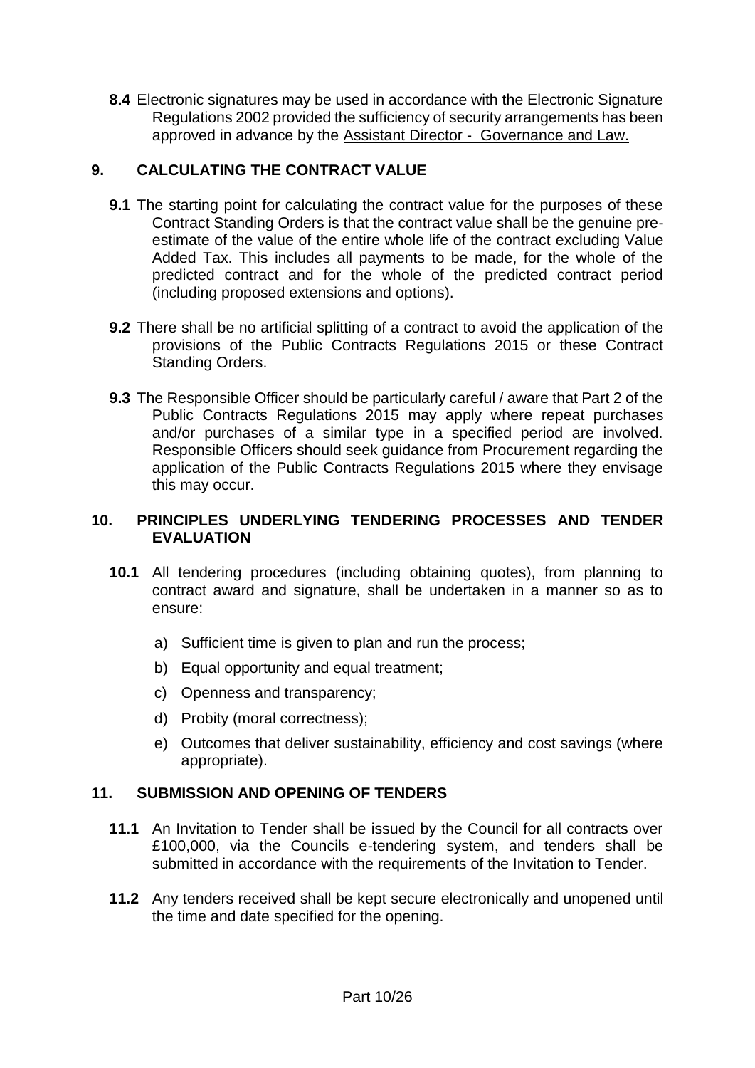**8.4** Electronic signatures may be used in accordance with the Electronic Signature Regulations 2002 provided the sufficiency of security arrangements has been approved in advance by the Assistant Director - Governance and Law.

## 9. CALCULATING THE CONTRACT VALUE

**9.1** The starting point for calculating the contract value for the purposes of these Contract Standing Orders is that the contract value shall be the genuine pre-estimate of the value of the entire whole life of the contract excluding Value Added Tax. This includes all payments to be made, for the whole of the predicted contract and for the whole of the predicted contract period (including proposed extensions and options).

**9.2** There shall be no artificial splitting of a contract to avoid the application of the provisions of the Public Contracts Regulations 2015 or these Contract Standing Orders.

**9.3** The Responsible Officer should be particularly careful / aware that Part 2 of the Public Contracts Regulations 2015 may apply where repeat purchases and/or purchases of a similar type in a specified period are involved. Responsible Officers should seek guidance from Procurement regarding the application of the Public Contracts Regulations 2015 where they envisage this may occur.

## 10. PRINCIPLES UNDERLYING TENDERING PROCESSES AND TENDER EVALUATION

**10.1** All tendering procedures (including obtaining quotes), from planning to contract award and signature, shall be undertaken in a manner so as to ensure:

a) Sufficient time is given to plan and run the process;

b) Equal opportunity and equal treatment;

c) Openness and transparency;

d) Probity (moral correctness);

e) Outcomes that deliver sustainability, efficiency and cost savings (where appropriate).

## 11. SUBMISSION AND OPENING OF TENDERS

**11.1** An Invitation to Tender shall be issued by the Council for all contracts over £100,000, via the Councils e-tendering system, and tenders shall be submitted in accordance with the requirements of the Invitation to Tender.

**11.2** Any tenders received shall be kept secure electronically and unopened until the time and date specified for the opening.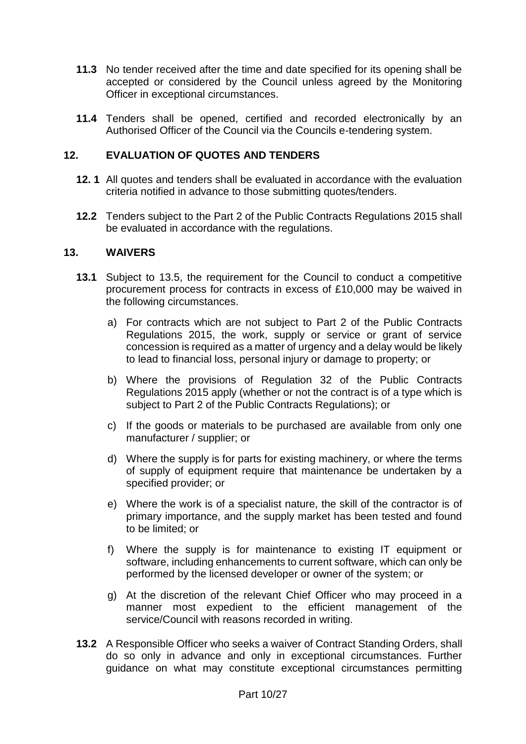**11.3** No tender received after the time and date specified for its opening shall be accepted or considered by the Council unless agreed by the Monitoring Officer in exceptional circumstances.

**11.4** Tenders shall be opened, certified and recorded electronically by an Authorised Officer of the Council via the Councils e-tendering system.

## 12. EVALUATION OF QUOTES AND TENDERS

**12. 1** All quotes and tenders shall be evaluated in accordance with the evaluation criteria notified in advance to those submitting quotes/tenders.

**12.2** Tenders subject to the Part 2 of the Public Contracts Regulations 2015 shall be evaluated in accordance with the regulations.

## 13. WAIVERS

**13.1** Subject to 13.5, the requirement for the Council to conduct a competitive procurement process for contracts in excess of £10,000 may be waived in the following circumstances.

a) For contracts which are not subject to Part 2 of the Public Contracts Regulations 2015, the work, supply or service or grant of service concession is required as a matter of urgency and a delay would be likely to lead to financial loss, personal injury or damage to property; or

b) Where the provisions of Regulation 32 of the Public Contracts Regulations 2015 apply (whether or not the contract is of a type which is subject to Part 2 of the Public Contracts Regulations); or

c) If the goods or materials to be purchased are available from only one manufacturer / supplier; or

d) Where the supply is for parts for existing machinery, or where the terms of supply of equipment require that maintenance be undertaken by a specified provider; or

e) Where the work is of a specialist nature, the skill of the contractor is of primary importance, and the supply market has been tested and found to be limited; or

f) Where the supply is for maintenance to existing IT equipment or software, including enhancements to current software, which can only be performed by the licensed developer or owner of the system; or

g) At the discretion of the relevant Chief Officer who may proceed in a manner most expedient to the efficient management of the service/Council with reasons recorded in writing.

**13.2** A Responsible Officer who seeks a waiver of Contract Standing Orders, shall do so only in advance and only in exceptional circumstances. Further guidance on what may constitute exceptional circumstances permitting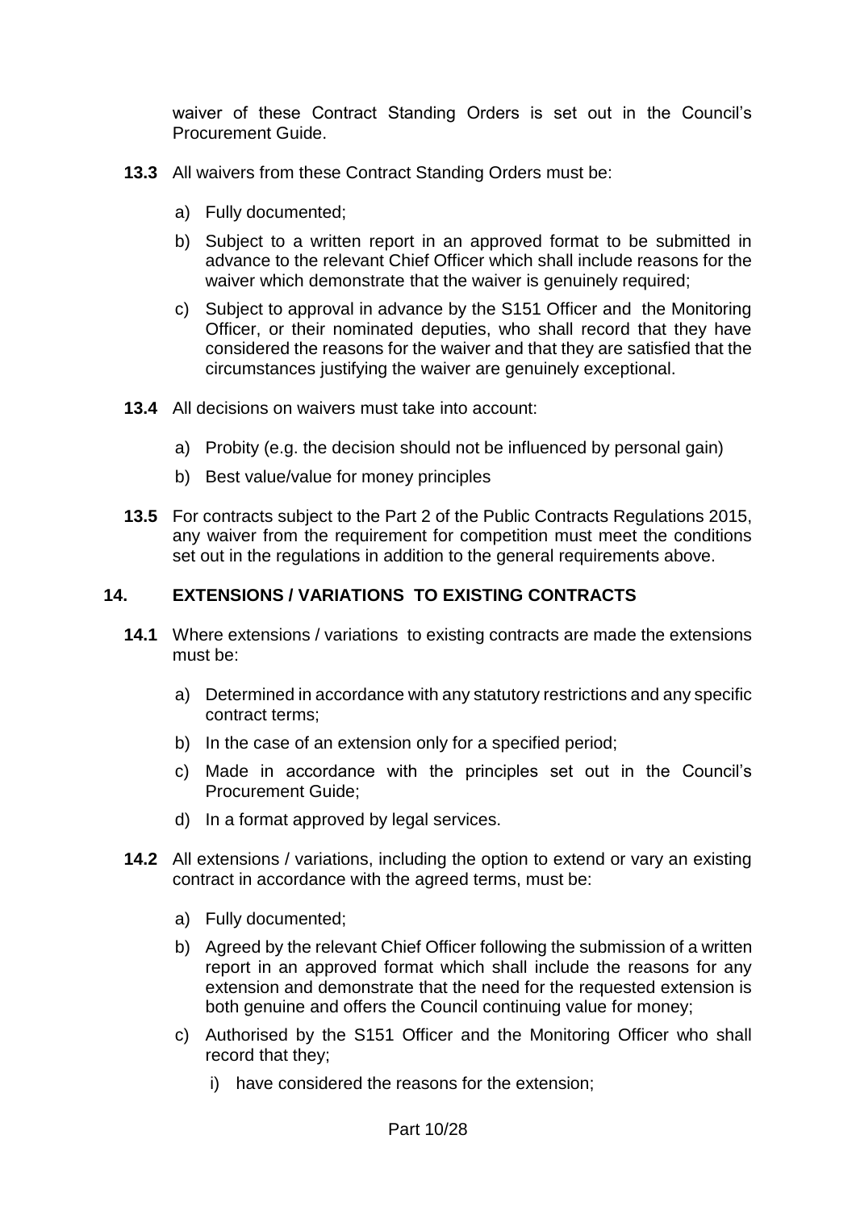waiver of these Contract Standing Orders is set out in the Council's Procurement Guide.

**13.3** All waivers from these Contract Standing Orders must be:

a) Fully documented;

b) Subject to a written report in an approved format to be submitted in advance to the relevant Chief Officer which shall include reasons for the waiver which demonstrate that the waiver is genuinely required;

c) Subject to approval in advance by the S151 Officer and the Monitoring Officer, or their nominated deputies, who shall record that they have considered the reasons for the waiver and that they are satisfied that the circumstances justifying the waiver are genuinely exceptional.

**13.4** All decisions on waivers must take into account:

a) Probity (e.g. the decision should not be influenced by personal gain)

b) Best value/value for money principles

**13.5** For contracts subject to the Part 2 of the Public Contracts Regulations 2015, any waiver from the requirement for competition must meet the conditions set out in the regulations in addition to the general requirements above.

## 14. EXTENSIONS / VARIATIONS TO EXISTING CONTRACTS

**14.1** Where extensions / variations to existing contracts are made the extensions must be:

a) Determined in accordance with any statutory restrictions and any specific contract terms;

b) In the case of an extension only for a specified period;

c) Made in accordance with the principles set out in the Council's Procurement Guide;

d) In a format approved by legal services.

**14.2** All extensions / variations, including the option to extend or vary an existing contract in accordance with the agreed terms, must be:

a) Fully documented;

b) Agreed by the relevant Chief Officer following the submission of a written report in an approved format which shall include the reasons for any extension and demonstrate that the need for the requested extension is both genuine and offers the Council continuing value for money;

c) Authorised by the S151 Officer and the Monitoring Officer who shall record that they;

i) have considered the reasons for the extension;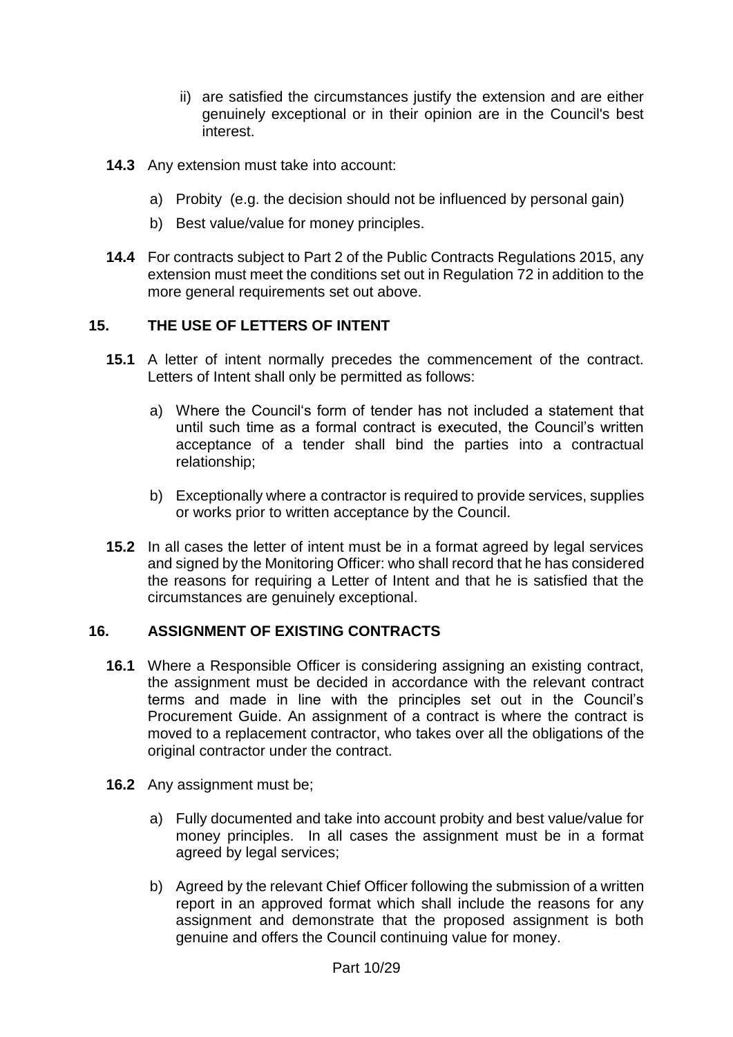ii) are satisfied the circumstances justify the extension and are either genuinely exceptional or in their opinion are in the Council's best interest.

**14.3** Any extension must take into account:

a) Probity (e.g. the decision should not be influenced by personal gain)

b) Best value/value for money principles.

**14.4** For contracts subject to Part 2 of the Public Contracts Regulations 2015, any extension must meet the conditions set out in Regulation 72 in addition to the more general requirements set out above.

## 15. THE USE OF LETTERS OF INTENT

**15.1** A letter of intent normally precedes the commencement of the contract. Letters of Intent shall only be permitted as follows:

a) Where the Council's form of tender has not included a statement that until such time as a formal contract is executed, the Council's written acceptance of a tender shall bind the parties into a contractual relationship;

b) Exceptionally where a contractor is required to provide services, supplies or works prior to written acceptance by the Council.

**15.2** In all cases the letter of intent must be in a format agreed by legal services and signed by the Monitoring Officer: who shall record that he has considered the reasons for requiring a Letter of Intent and that he is satisfied that the circumstances are genuinely exceptional.

## 16. ASSIGNMENT OF EXISTING CONTRACTS

**16.1** Where a Responsible Officer is considering assigning an existing contract, the assignment must be decided in accordance with the relevant contract terms and made in line with the principles set out in the Council's Procurement Guide. An assignment of a contract is where the contract is moved to a replacement contractor, who takes over all the obligations of the original contractor under the contract.

**16.2** Any assignment must be;

a) Fully documented and take into account probity and best value/value for money principles. In all cases the assignment must be in a format agreed by legal services;

b) Agreed by the relevant Chief Officer following the submission of a written report in an approved format which shall include the reasons for any assignment and demonstrate that the proposed assignment is both genuine and offers the Council continuing value for money.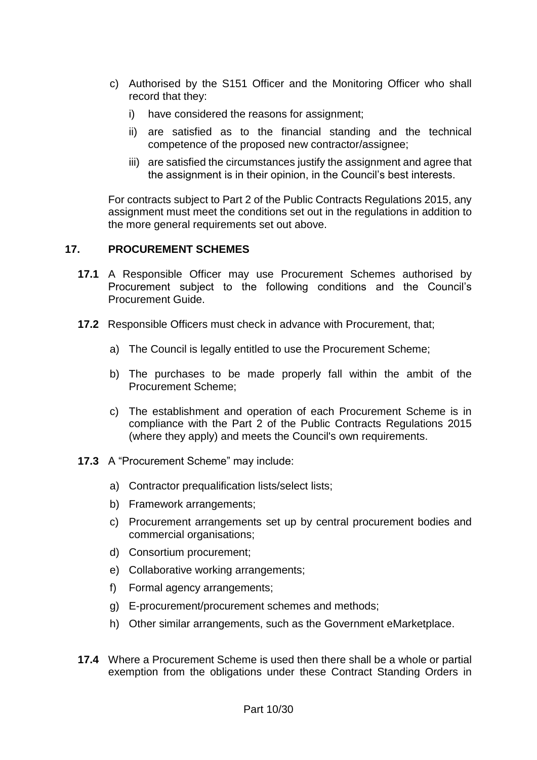c) Authorised by the S151 Officer and the Monitoring Officer who shall record that they:

   i) have considered the reasons for assignment;

   ii) are satisfied as to the financial standing and the technical competence of the proposed new contractor/assignee;

   iii) are satisfied the circumstances justify the assignment and agree that the assignment is in their opinion, in the Council's best interests.

For contracts subject to Part 2 of the Public Contracts Regulations 2015, any assignment must meet the conditions set out in the regulations in addition to the more general requirements set out above.

## 17. PROCUREMENT SCHEMES

**17.1** A Responsible Officer may use Procurement Schemes authorised by Procurement subject to the following conditions and the Council's Procurement Guide.

**17.2** Responsible Officers must check in advance with Procurement, that;

a) The Council is legally entitled to use the Procurement Scheme;

b) The purchases to be made properly fall within the ambit of the Procurement Scheme;

c) The establishment and operation of each Procurement Scheme is in compliance with the Part 2 of the Public Contracts Regulations 2015 (where they apply) and meets the Council's own requirements.

**17.3** A "Procurement Scheme" may include:

a) Contractor prequalification lists/select lists;

b) Framework arrangements;

c) Procurement arrangements set up by central procurement bodies and commercial organisations;

d) Consortium procurement;

e) Collaborative working arrangements;

f) Formal agency arrangements;

g) E-procurement/procurement schemes and methods;

h) Other similar arrangements, such as the Government eMarketplace.

**17.4** Where a Procurement Scheme is used then there shall be a whole or partial exemption from the obligations under these Contract Standing Orders in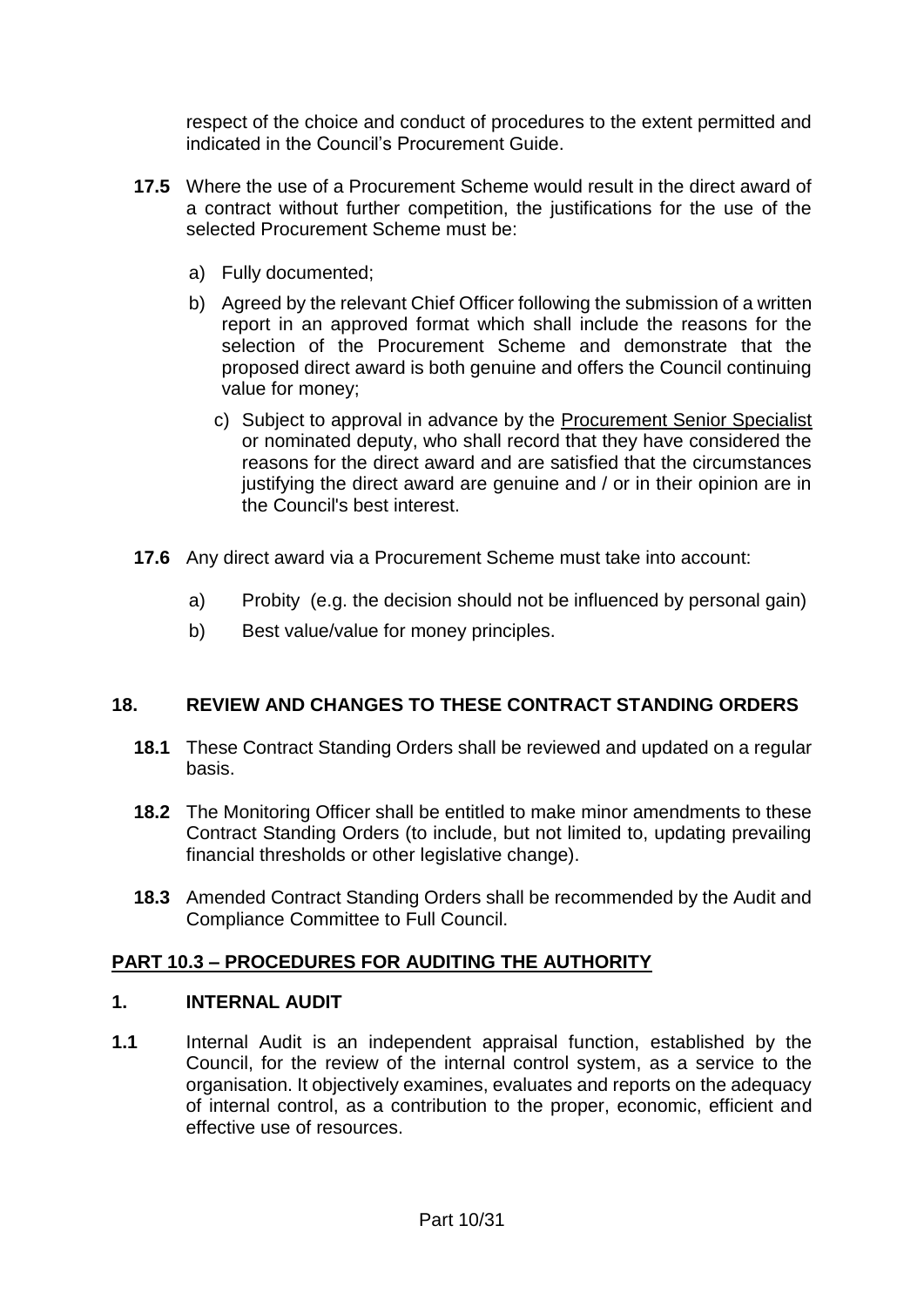respect of the choice and conduct of procedures to the extent permitted and indicated in the Council's Procurement Guide.

**17.5** Where the use of a Procurement Scheme would result in the direct award of a contract without further competition, the justifications for the use of the selected Procurement Scheme must be:

a) Fully documented;

b) Agreed by the relevant Chief Officer following the submission of a written report in an approved format which shall include the reasons for the selection of the Procurement Scheme and demonstrate that the proposed direct award is both genuine and offers the Council continuing value for money;

c) Subject to approval in advance by the Procurement Senior Specialist or nominated deputy, who shall record that they have considered the reasons for the direct award and are satisfied that the circumstances justifying the direct award are genuine and / or in their opinion are in the Council's best interest.

**17.6** Any direct award via a Procurement Scheme must take into account:

a) Probity (e.g. the decision should not be influenced by personal gain)

b) Best value/value for money principles.

## 18. REVIEW AND CHANGES TO THESE CONTRACT STANDING ORDERS

**18.1** These Contract Standing Orders shall be reviewed and updated on a regular basis.

**18.2** The Monitoring Officer shall be entitled to make minor amendments to these Contract Standing Orders (to include, but not limited to, updating prevailing financial thresholds or other legislative change).

**18.3** Amended Contract Standing Orders shall be recommended by the Audit and Compliance Committee to Full Council.

## PART 10.3 – PROCEDURES FOR AUDITING THE AUTHORITY

## 1. INTERNAL AUDIT

**1.1** Internal Audit is an independent appraisal function, established by the Council, for the review of the internal control system, as a service to the organisation. It objectively examines, evaluates and reports on the adequacy of internal control, as a contribution to the proper, economic, efficient and effective use of resources.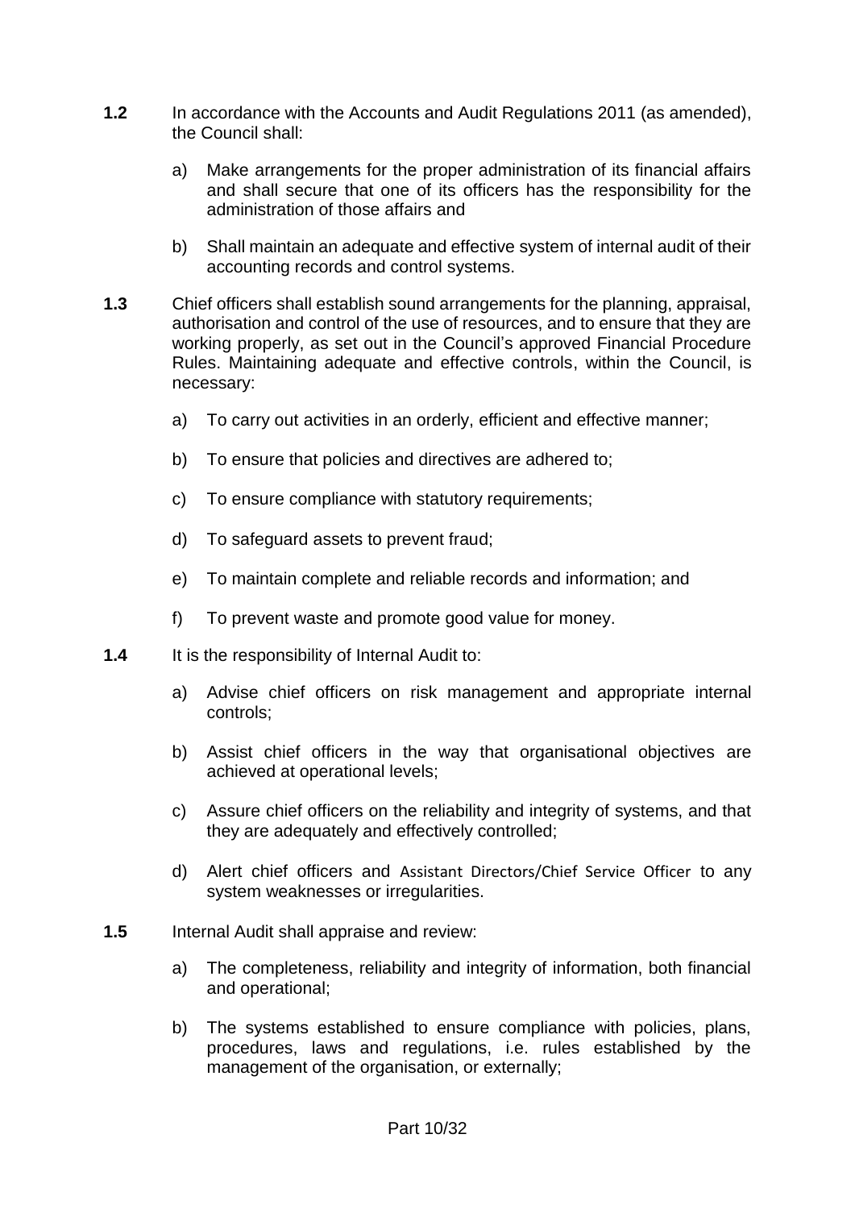**1.2** In accordance with the Accounts and Audit Regulations 2011 (as amended), the Council shall:

a) Make arrangements for the proper administration of its financial affairs and shall secure that one of its officers has the responsibility for the administration of those affairs and

b) Shall maintain an adequate and effective system of internal audit of their accounting records and control systems.

**1.3** Chief officers shall establish sound arrangements for the planning, appraisal, authorisation and control of the use of resources, and to ensure that they are working properly, as set out in the Council's approved Financial Procedure Rules. Maintaining adequate and effective controls, within the Council, is necessary:

a) To carry out activities in an orderly, efficient and effective manner;

b) To ensure that policies and directives are adhered to;

c) To ensure compliance with statutory requirements;

d) To safeguard assets to prevent fraud;

e) To maintain complete and reliable records and information; and

f) To prevent waste and promote good value for money.

**1.4** It is the responsibility of Internal Audit to:

a) Advise chief officers on risk management and appropriate internal controls;

b) Assist chief officers in the way that organisational objectives are achieved at operational levels;

c) Assure chief officers on the reliability and integrity of systems, and that they are adequately and effectively controlled;

d) Alert chief officers and Assistant Directors/Chief Service Officer to any system weaknesses or irregularities.

**1.5** Internal Audit shall appraise and review:

a) The completeness, reliability and integrity of information, both financial and operational;

b) The systems established to ensure compliance with policies, plans, procedures, laws and regulations, i.e. rules established by the management of the organisation, or externally;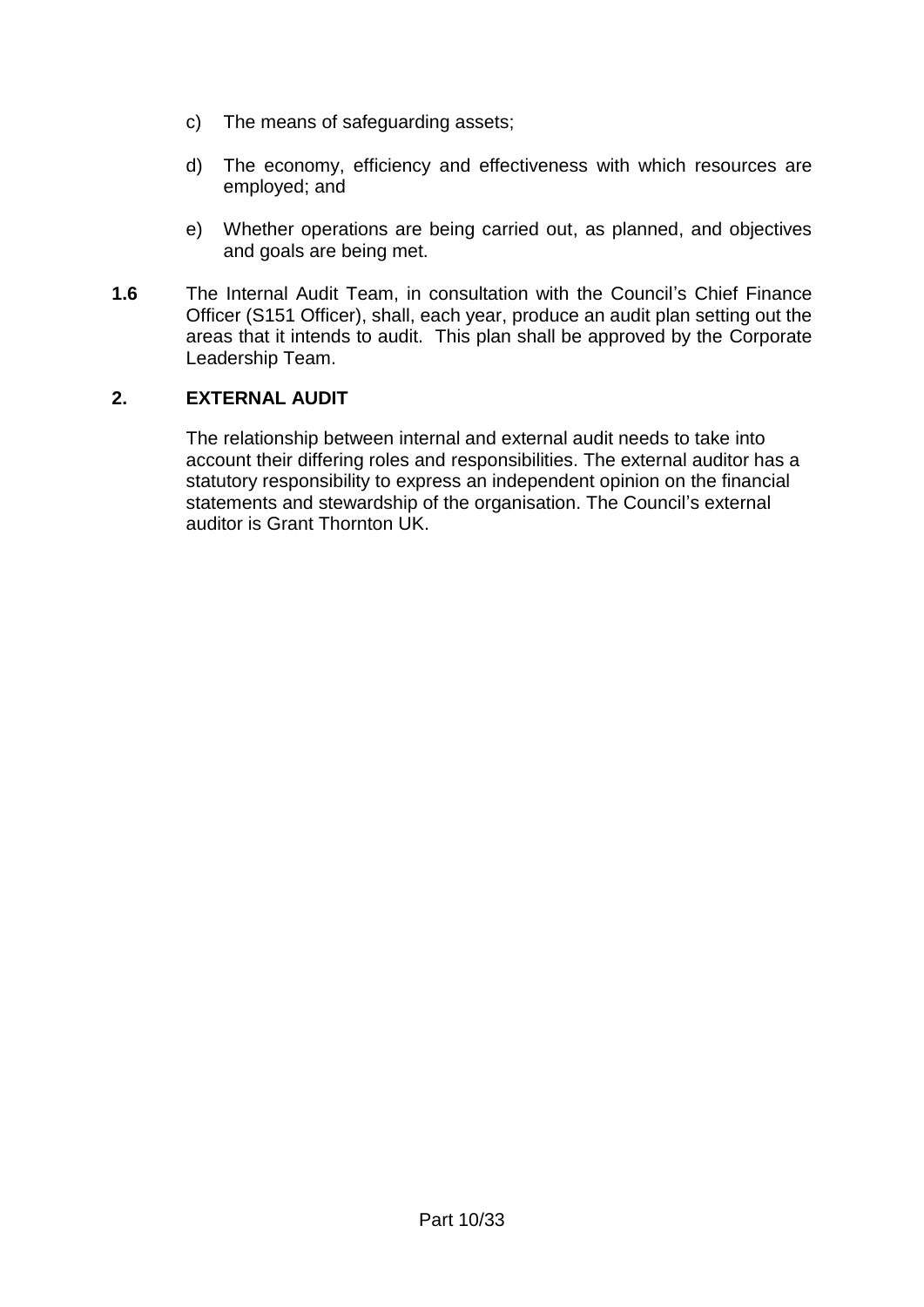c) The means of safeguarding assets;

d) The economy, efficiency and effectiveness with which resources are employed; and

e) Whether operations are being carried out, as planned, and objectives and goals are being met.

**1.6** The Internal Audit Team, in consultation with the Council's Chief Finance Officer (S151 Officer), shall, each year, produce an audit plan setting out the areas that it intends to audit. This plan shall be approved by the Corporate Leadership Team.

## 2. EXTERNAL AUDIT

The relationship between internal and external audit needs to take into account their differing roles and responsibilities. The external auditor has a statutory responsibility to express an independent opinion on the financial statements and stewardship of the organisation. The Council's external auditor is Grant Thornton UK.